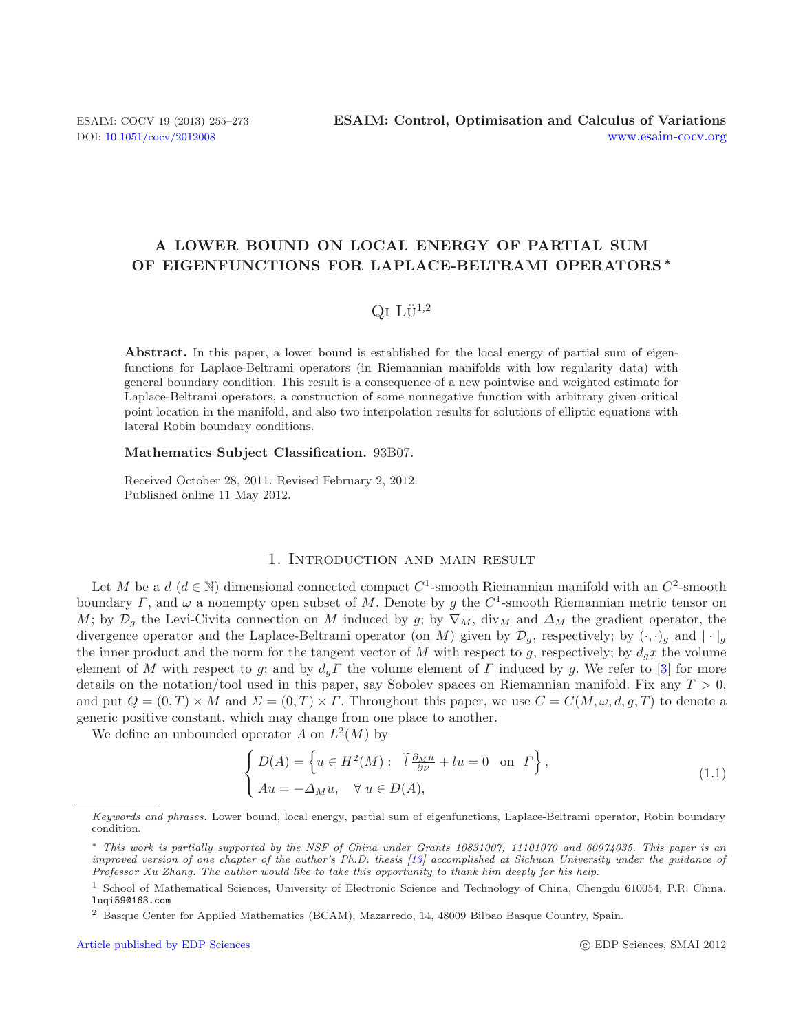# A LOWER BOUND ON LOCAL ENERGY OF PARTIAL SUM OF EIGENFUNCTIONS FOR LAPLACE-BELTRAMI OPERATORS *

Qi Lü[1,2]

**Abstract.** In this paper, a lower bound is established for the local energy of partial sum of eigenfunctions for Laplace-Beltrami operators (in Riemannian manifolds with low regularity data) with general boundary condition. This result is a consequence of a new pointwise and weighted estimate for Laplace-Beltrami operators, a construction of some nonnegative function with arbitrary given critical point location in the manifold, and also two interpolation results for solutions of elliptic equations with lateral Robin boundary conditions.

**Mathematics Subject Classification.** 93B07.

Received October 28, 2011. Revised February 2, 2012.
Published online 11 May 2012.

## 1. Introduction and main result

Let $M$ be a $d$ ($d \in \mathbb{N}$) dimensional connected compact $C^1$-smooth Riemannian manifold with an $C^2$-smooth boundary $\Gamma$, and $\omega$ a nonempty open subset of $M$. Denote by $g$ the $C^1$-smooth Riemannian metric tensor on $M$; by $\mathcal{D}_g$ the Levi-Civita connection on $M$ induced by $g$; by $\nabla_M$, $\mathrm{div}_M$ and $\Delta_M$ the gradient operator, the divergence operator and the Laplace-Beltrami operator (on $M$) given by $\mathcal{D}_g$, respectively; by $(\cdot,\cdot)_g$ and $|\cdot|_g$ the inner product and the norm for the tangent vector of $M$ with respect to $g$, respectively; by $d_g x$ the volume element of $M$ with respect to $g$; and by $d_g\Gamma$ the volume element of $\Gamma$ induced by $g$. We refer to [3] for more details on the notation/tool used in this paper, say Sobolev spaces on Riemannian manifold. Fix any $T > 0$, and put $Q = (0,T) \times M$ and $\Sigma = (0,T) \times \Gamma$. Throughout this paper, we use $C = C(M, \omega, d, g, T)$ to denote a generic positive constant, which may change from one place to another.

We define an unbounded operator $A$ on $L^2(M)$ by

$$
\begin{cases}
D(A) = \left\{ u \in H^2(M) : \ \widetilde{l}\,\frac{\partial_M u}{\partial \nu} + lu = 0 \quad \text{on} \ \Gamma \right\}, \\
Au = -\Delta_M u, \quad \forall\, u \in D(A),
\end{cases}
\tag{1.1}
$$

*Keywords and phrases.* Lower bound, local energy, partial sum of eigenfunctions, Laplace-Beltrami operator, Robin boundary condition.

\* *This work is partially supported by the NSF of China under Grants 10831007, 11101070 and 60974035. This paper is an improved version of one chapter of the author's Ph.D. thesis [13] accomplished at Sichuan University under the guidance of Professor Xu Zhang. The author would like to take this opportunity to thank him deeply for his help.*

[1] School of Mathematical Sciences, University of Electronic Science and Technology of China, Chengdu 610054, P.R. China. luqi59@163.com

[2] Basque Center for Applied Mathematics (BCAM), Mazarredo, 14, 48009 Bilbao Basque Country, Spain.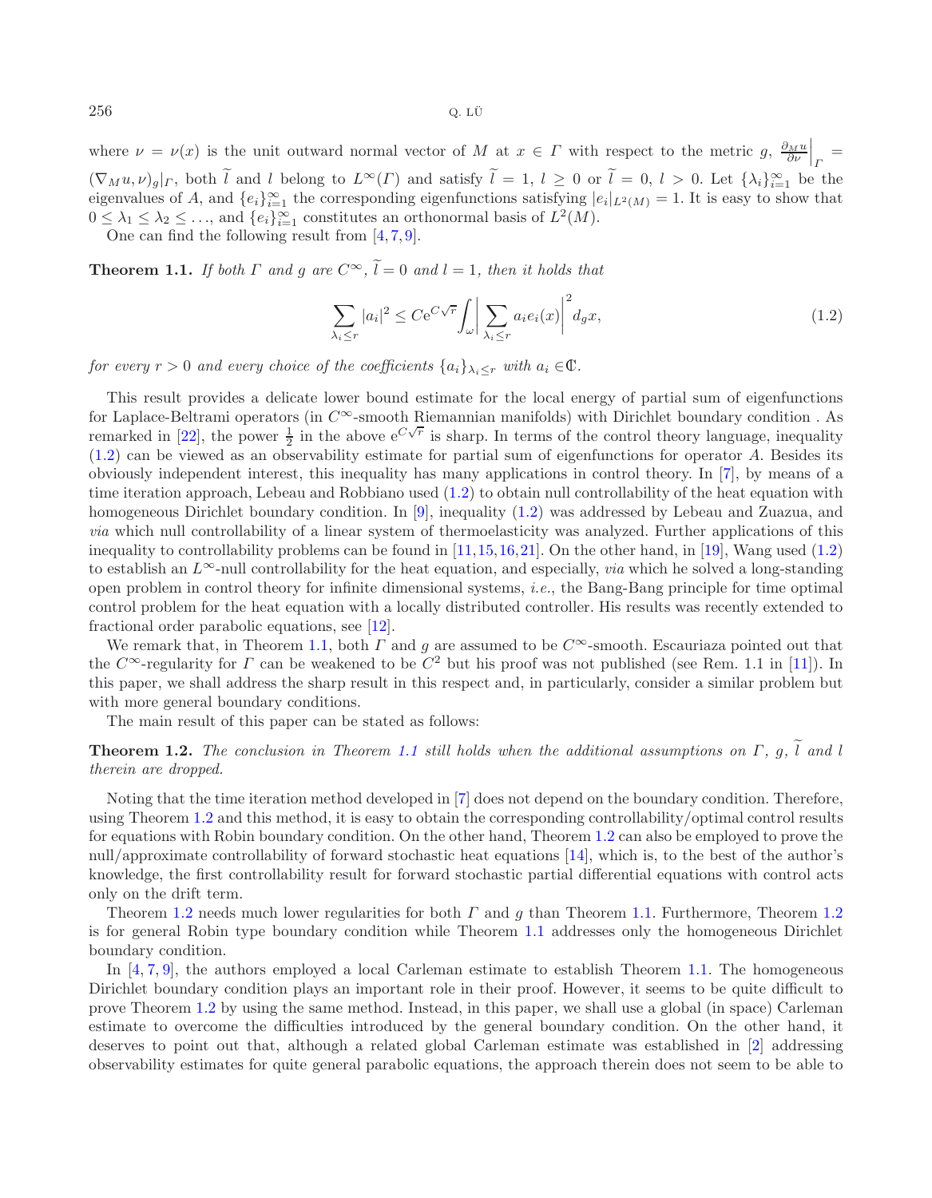where $\nu = \nu(x)$ is the unit outward normal vector of $M$ at $x \in \Gamma$ with respect to the metric $g$, $\frac{\partial_M u}{\partial \nu}\Big|_\Gamma = (\nabla_M u, \nu)_g|_\Gamma$, both $\widetilde{l}$ and $l$ belong to $L^\infty(\Gamma)$ and satisfy $\widetilde{l} = 1$, $l \geq 0$ or $\widetilde{l} = 0$, $l > 0$. Let $\{\lambda_i\}_{i=1}^\infty$ be the eigenvalues of $A$, and $\{e_i\}_{i=1}^\infty$ the corresponding eigenfunctions satisfying $|e_i|_{L^2(M)} = 1$. It is easy to show that $0 \leq \lambda_1 \leq \lambda_2 \leq \ldots$, and $\{e_i\}_{i=1}^\infty$ constitutes an orthonormal basis of $L^2(M)$.

One can find the following result from [4,7,9].

**Theorem 1.1.** *If both $\Gamma$ and $g$ are $C^\infty$, $\widetilde{l} = 0$ and $l = 1$, then it holds that*

$$\sum_{\lambda_i \leq r} |a_i|^2 \leq C e^{C\sqrt{r}} \int_\omega \Big| \sum_{\lambda_i \leq r} a_i e_i(x) \Big|^2 d_g x, \tag{1.2}$$

*for every $r > 0$ and every choice of the coefficients $\{a_i\}_{\lambda_i \leq r}$ with $a_i \in \mathbb{C}$.*

This result provides a delicate lower bound estimate for the local energy of partial sum of eigenfunctions for Laplace-Beltrami operators (in $C^\infty$-smooth Riemannian manifolds) with Dirichlet boundary condition . As remarked in [22], the power $\frac{1}{2}$ in the above $e^{C\sqrt{r}}$ is sharp. In terms of the control theory language, inequality (1.2) can be viewed as an observability estimate for partial sum of eigenfunctions for operator $A$. Besides its obviously independent interest, this inequality has many applications in control theory. In [7], by means of a time iteration approach, Lebeau and Robbiano used (1.2) to obtain null controllability of the heat equation with homogeneous Dirichlet boundary condition. In [9], inequality (1.2) was addressed by Lebeau and Zuazua, and *via* which null controllability of a linear system of thermoelasticity was analyzed. Further applications of this inequality to controllability problems can be found in [11,15,16,21]. On the other hand, in [19], Wang used (1.2) to establish an $L^\infty$-null controllability for the heat equation, and especially, *via* which he solved a long-standing open problem in control theory for infinite dimensional systems, *i.e.*, the Bang-Bang principle for time optimal control problem for the heat equation with a locally distributed controller. His results was recently extended to fractional order parabolic equations, see [12].

We remark that, in Theorem 1.1, both $\Gamma$ and $g$ are assumed to be $C^\infty$-smooth. Escauriaza pointed out that the $C^\infty$-regularity for $\Gamma$ can be weakened to be $C^2$ but his proof was not published (see Rem. 1.1 in [11]). In this paper, we shall address the sharp result in this respect and, in particularly, consider a similar problem but with more general boundary conditions.

The main result of this paper can be stated as follows:

**Theorem 1.2.** *The conclusion in Theorem 1.1 still holds when the additional assumptions on $\Gamma$, $g$, $\widetilde{l}$ and $l$ therein are dropped.*

Noting that the time iteration method developed in [7] does not depend on the boundary condition. Therefore, using Theorem 1.2 and this method, it is easy to obtain the corresponding controllability/optimal control results for equations with Robin boundary condition. On the other hand, Theorem 1.2 can also be employed to prove the null/approximate controllability of forward stochastic heat equations [14], which is, to the best of the author's knowledge, the first controllability result for forward stochastic partial differential equations with control acts only on the drift term.

Theorem 1.2 needs much lower regularities for both $\Gamma$ and $g$ than Theorem 1.1. Furthermore, Theorem 1.2 is for general Robin type boundary condition while Theorem 1.1 addresses only the homogeneous Dirichlet boundary condition.

In [4,7,9], the authors employed a local Carleman estimate to establish Theorem 1.1. The homogeneous Dirichlet boundary condition plays an important role in their proof. However, it seems to be quite difficult to prove Theorem 1.2 by using the same method. Instead, in this paper, we shall use a global (in space) Carleman estimate to overcome the difficulties introduced by the general boundary condition. On the other hand, it deserves to point out that, although a related global Carleman estimate was established in [2] addressing observability estimates for quite general parabolic equations, the approach therein does not seem to be able to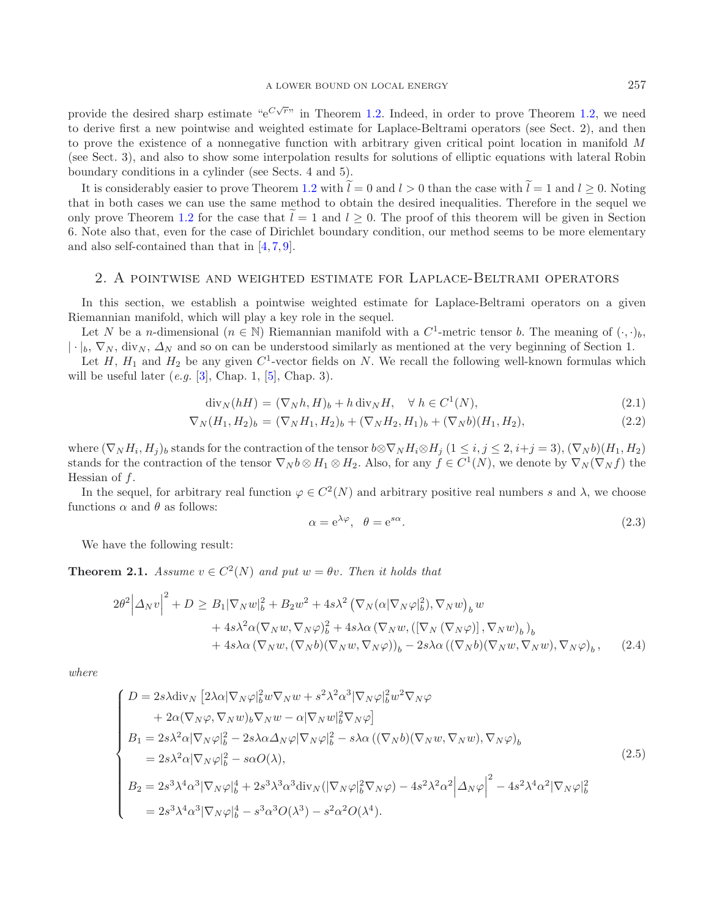provide the desired sharp estimate "$\mathrm{e}^{C\sqrt{r}}$" in Theorem 1.2. Indeed, in order to prove Theorem 1.2, we need to derive first a new pointwise and weighted estimate for Laplace-Beltrami operators (see Sect. 2), and then to prove the existence of a nonnegative function with arbitrary given critical point location in manifold $M$ (see Sect. 3), and also to show some interpolation results for solutions of elliptic equations with lateral Robin boundary conditions in a cylinder (see Sects. 4 and 5).

It is considerably easier to prove Theorem 1.2 with $\widetilde{l} = 0$ and $l > 0$ than the case with $\widetilde{l} = 1$ and $l \geq 0$. Noting that in both cases we can use the same method to obtain the desired inequalities. Therefore in the sequel we only prove Theorem 1.2 for the case that $\widetilde{l} = 1$ and $l \geq 0$. The proof of this theorem will be given in Section 6. Note also that, even for the case of Dirichlet boundary condition, our method seems to be more elementary and also self-contained than that in [4,7,9].

## 2. A pointwise and weighted estimate for Laplace-Beltrami operators

In this section, we establish a pointwise weighted estimate for Laplace-Beltrami operators on a given Riemannian manifold, which will play a key role in the sequel.

Let $N$ be a $n$-dimensional ($n \in \mathbb{N}$) Riemannian manifold with a $C^1$-metric tensor $b$. The meaning of $(\cdot,\cdot)_b$, $|\cdot|_b$, $\nabla_N$, $\mathrm{div}_N$, $\Delta_N$ and so on can be understood similarly as mentioned at the very beginning of Section 1.

Let $H$, $H_1$ and $H_2$ be any given $C^1$-vector fields on $N$. We recall the following well-known formulas which will be useful later (*e.g.* [3], Chap. 1, [5], Chap. 3).

$$\mathrm{div}_N(hH) = (\nabla_N h, H)_b + h\,\mathrm{div}_N H, \quad \forall\, h \in C^1(N), \tag{2.1}$$

$$\nabla_N(H_1, H_2)_b = (\nabla_N H_1, H_2)_b + (\nabla_N H_2, H_1)_b + (\nabla_N b)(H_1, H_2), \tag{2.2}$$

where $(\nabla_N H_i, H_j)_b$ stands for the contraction of the tensor $b \otimes \nabla_N H_i \otimes H_j$ ($1 \leq i, j \leq 2$, $i+j = 3$), $(\nabla_N b)(H_1, H_2)$ stands for the contraction of the tensor $\nabla_N b \otimes H_1 \otimes H_2$. Also, for any $f \in C^1(N)$, we denote by $\nabla_N(\nabla_N f)$ the Hessian of $f$.

In the sequel, for arbitrary real function $\varphi \in C^2(N)$ and arbitrary positive real numbers $s$ and $\lambda$, we choose functions $\alpha$ and $\theta$ as follows:

$$\alpha = \mathrm{e}^{\lambda\varphi}, \quad \theta = \mathrm{e}^{s\alpha}. \tag{2.3}$$

We have the following result:

**Theorem 2.1.** *Assume $v \in C^2(N)$ and put $w = \theta v$. Then it holds that*

$$\begin{aligned}
2\theta^2\left|\Delta_N v\right|^2 + D \geq\ & B_1|\nabla_N w|_b^2 + B_2 w^2 + 4s\lambda^2\left(\nabla_N(\alpha|\nabla_N\varphi|_b^2), \nabla_N w\right)_b w \\
&+ 4s\lambda^2\alpha(\nabla_N w, \nabla_N\varphi)_b^2 + 4s\lambda\alpha\left(\nabla_N w, ([\nabla_N(\nabla_N\varphi)], \nabla_N w)_b\right)_b \\
&+ 4s\lambda\alpha\left(\nabla_N w, (\nabla_N b)(\nabla_N w, \nabla_N\varphi)\right)_b - 2s\lambda\alpha\left((\nabla_N b)(\nabla_N w, \nabla_N w), \nabla_N\varphi\right)_b,
\end{aligned} \tag{2.4}$$

*where*

$$\begin{cases}
D = 2s\lambda\mathrm{div}_N\left[2\lambda\alpha|\nabla_N\varphi|_b^2 w\nabla_N w + s^2\lambda^2\alpha^3|\nabla_N\varphi|_b^2 w^2\nabla_N\varphi\right. \\
\qquad \left. + 2\alpha(\nabla_N\varphi, \nabla_N w)_b\nabla_N w - \alpha|\nabla_N w|_b^2\nabla_N\varphi\right] \\
B_1 = 2s\lambda^2\alpha|\nabla_N\varphi|_b^2 - 2s\lambda\alpha\Delta_N\varphi|\nabla_N\varphi|_b^2 - s\lambda\alpha\left((\nabla_N b)(\nabla_N w, \nabla_N w), \nabla_N\varphi\right)_b \\
\quad\ = 2s\lambda^2\alpha|\nabla_N\varphi|_b^2 - s\alpha O(\lambda), \\
B_2 = 2s^3\lambda^4\alpha^3|\nabla_N\varphi|_b^4 + 2s^3\lambda^3\alpha^3\mathrm{div}_N(|\nabla_N\varphi|_b^2\nabla_N\varphi) - 4s^2\lambda^2\alpha^2\left|\Delta_N\varphi\right|^2 - 4s^2\lambda^4\alpha^2|\nabla_N\varphi|_b^2 \\
\quad\ = 2s^3\lambda^4\alpha^3|\nabla_N\varphi|_b^4 - s^3\alpha^3 O(\lambda^3) - s^2\alpha^2 O(\lambda^4).
\end{cases} \tag{2.5}$$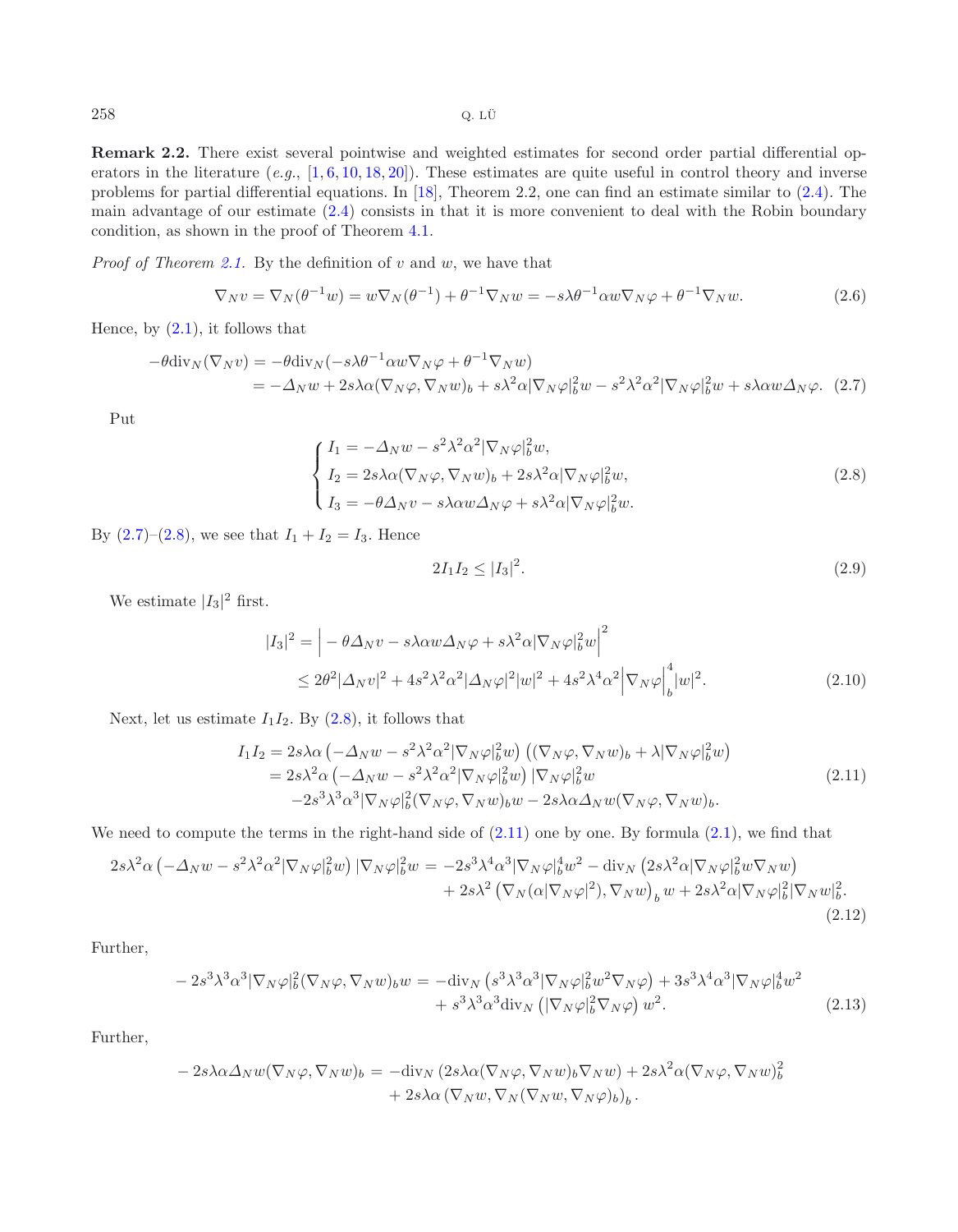**Remark 2.2.** There exist several pointwise and weighted estimates for second order partial differential operators in the literature (*e.g.*, [1, 6, 10, 18, 20]). These estimates are quite useful in control theory and inverse problems for partial differential equations. In [18], Theorem 2.2, one can find an estimate similar to (2.4). The main advantage of our estimate (2.4) consists in that it is more convenient to deal with the Robin boundary condition, as shown in the proof of Theorem 4.1.

*Proof of Theorem 2.1.* By the definition of $v$ and $w$, we have that

$$\nabla_N v = \nabla_N(\theta^{-1}w) = w\nabla_N(\theta^{-1}) + \theta^{-1}\nabla_N w = -s\lambda\theta^{-1}\alpha w\nabla_N\varphi + \theta^{-1}\nabla_N w. \tag{2.6}$$

Hence, by (2.1), it follows that

$$\begin{aligned}-\theta\mathrm{div}_N(\nabla_N v) &= -\theta\mathrm{div}_N(-s\lambda\theta^{-1}\alpha w\nabla_N\varphi + \theta^{-1}\nabla_N w)\\ &= -\Delta_N w + 2s\lambda\alpha(\nabla_N\varphi,\nabla_N w)_b + s\lambda^2\alpha|\nabla_N\varphi|_b^2 w - s^2\lambda^2\alpha^2|\nabla_N\varphi|_b^2 w + s\lambda\alpha w\Delta_N\varphi. \end{aligned}\tag{2.7}$$

Put

$$\begin{cases} I_1 = -\Delta_N w - s^2\lambda^2\alpha^2|\nabla_N\varphi|_b^2 w,\\ I_2 = 2s\lambda\alpha(\nabla_N\varphi,\nabla_N w)_b + 2s\lambda^2\alpha|\nabla_N\varphi|_b^2 w,\\ I_3 = -\theta\Delta_N v - s\lambda\alpha w\Delta_N\varphi + s\lambda^2\alpha|\nabla_N\varphi|_b^2 w.\end{cases}\tag{2.8}$$

By (2.7)–(2.8), we see that $I_1 + I_2 = I_3$. Hence

$$2I_1I_2 \le |I_3|^2. \tag{2.9}$$

We estimate $|I_3|^2$ first.

$$\begin{aligned}|I_3|^2 &= \Big| -\theta\Delta_N v - s\lambda\alpha w\Delta_N\varphi + s\lambda^2\alpha|\nabla_N\varphi|_b^2 w\Big|^2\\ &\le 2\theta^2|\Delta_N v|^2 + 4s^2\lambda^2\alpha^2|\Delta_N\varphi|^2|w|^2 + 4s^2\lambda^4\alpha^2\Big|\nabla_N\varphi\Big|_b^4|w|^2.\end{aligned}\tag{2.10}$$

Next, let us estimate $I_1I_2$. By (2.8), it follows that

$$\begin{aligned}I_1I_2 &= 2s\lambda\alpha\left(-\Delta_N w - s^2\lambda^2\alpha^2|\nabla_N\varphi|_b^2 w\right)\left((\nabla_N\varphi,\nabla_N w)_b + \lambda|\nabla_N\varphi|_b^2 w\right)\\ &= 2s\lambda^2\alpha\left(-\Delta_N w - s^2\lambda^2\alpha^2|\nabla_N\varphi|_b^2 w\right)|\nabla_N\varphi|_b^2 w\\ &\quad -2s^3\lambda^3\alpha^3|\nabla_N\varphi|_b^2(\nabla_N\varphi,\nabla_N w)_b w - 2s\lambda\alpha\Delta_N w(\nabla_N\varphi,\nabla_N w)_b.\end{aligned}\tag{2.11}$$

We need to compute the terms in the right-hand side of (2.11) one by one. By formula (2.1), we find that

$$\begin{aligned}2s\lambda^2\alpha\left(-\Delta_N w - s^2\lambda^2\alpha^2|\nabla_N\varphi|_b^2 w\right)|\nabla_N\varphi|_b^2 w &= -2s^3\lambda^4\alpha^3|\nabla_N\varphi|_b^4 w^2 - \mathrm{div}_N\left(2s\lambda^2\alpha|\nabla_N\varphi|_b^2 w\nabla_N w\right)\\ &\quad + 2s\lambda^2\left(\nabla_N(\alpha|\nabla_N\varphi|^2),\nabla_N w\right)_b w + 2s\lambda^2\alpha|\nabla_N\varphi|_b^2|\nabla_N w|_b^2.\end{aligned}\tag{2.12}$$

Further,

$$\begin{aligned}-2s^3\lambda^3\alpha^3|\nabla_N\varphi|_b^2(\nabla_N\varphi,\nabla_N w)_b w &= -\mathrm{div}_N\left(s^3\lambda^3\alpha^3|\nabla_N\varphi|_b^2 w^2\nabla_N\varphi\right) + 3s^3\lambda^4\alpha^3|\nabla_N\varphi|_b^4 w^2\\ &\quad + s^3\lambda^3\alpha^3\mathrm{div}_N\left(|\nabla_N\varphi|_b^2\nabla_N\varphi\right)w^2.\end{aligned}\tag{2.13}$$

Further,

$$\begin{aligned}-2s\lambda\alpha\Delta_N w(\nabla_N\varphi,\nabla_N w)_b &= -\mathrm{div}_N\left(2s\lambda\alpha(\nabla_N\varphi,\nabla_N w)_b\nabla_N w\right) + 2s\lambda^2\alpha(\nabla_N\varphi,\nabla_N w)_b^2\\ &\quad + 2s\lambda\alpha\left(\nabla_N w,\nabla_N(\nabla_N w,\nabla_N\varphi)_b\right)_b.\end{aligned}$$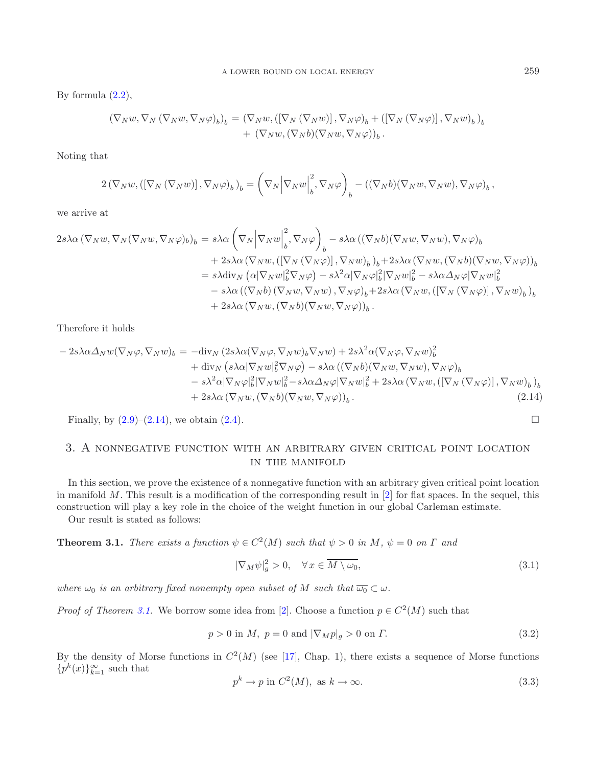By formula (2.2),

$$(\nabla_N w, \nabla_N (\nabla_N w, \nabla_N \varphi)_b)_b = (\nabla_N w, ([\nabla_N (\nabla_N w)], \nabla_N \varphi)_b + ([\nabla_N (\nabla_N \varphi)], \nabla_N w)_b)_b + (\nabla_N w, (\nabla_N b)(\nabla_N w, \nabla_N \varphi))_b .$$

Noting that

$$2 (\nabla_N w, ([\nabla_N (\nabla_N w)], \nabla_N \varphi)_b)_b = \left(\nabla_N \Big|\nabla_N w\Big|_b^2, \nabla_N \varphi\right)_b - ((\nabla_N b)(\nabla_N w, \nabla_N w), \nabla_N \varphi)_b ,$$

we arrive at

$$\begin{aligned}
2s\lambda\alpha (\nabla_N w, \nabla_N(\nabla_N w, \nabla_N \varphi)_b)_b &= s\lambda\alpha \left(\nabla_N \Big|\nabla_N w\Big|_b^2, \nabla_N \varphi\right)_b - s\lambda\alpha ((\nabla_N b)(\nabla_N w, \nabla_N w), \nabla_N \varphi)_b \\
&\quad + 2s\lambda\alpha (\nabla_N w, ([\nabla_N (\nabla_N \varphi)], \nabla_N w)_b)_b + 2s\lambda\alpha (\nabla_N w, (\nabla_N b)(\nabla_N w, \nabla_N \varphi))_b \\
&= s\lambda \mathrm{div}_N \left(\alpha |\nabla_N w|_b^2 \nabla_N \varphi\right) - s\lambda^2 \alpha |\nabla_N \varphi|_b^2 |\nabla_N w|_b^2 - s\lambda\alpha \Delta_N \varphi |\nabla_N w|_b^2 \\
&\quad - s\lambda\alpha ((\nabla_N b)(\nabla_N w, \nabla_N w), \nabla_N \varphi)_b + 2s\lambda\alpha (\nabla_N w, ([\nabla_N (\nabla_N \varphi)], \nabla_N w)_b)_b \\
&\quad + 2s\lambda\alpha (\nabla_N w, (\nabla_N b)(\nabla_N w, \nabla_N \varphi))_b .
\end{aligned}$$

Therefore it holds

$$\begin{aligned}
-2s\lambda\alpha \Delta_N w (\nabla_N \varphi, \nabla_N w)_b &= -\mathrm{div}_N (2s\lambda\alpha (\nabla_N \varphi, \nabla_N w)_b \nabla_N w) + 2s\lambda^2 \alpha (\nabla_N \varphi, \nabla_N w)_b^2 \\
&\quad + \mathrm{div}_N \left(s\lambda\alpha |\nabla_N w|_b^2 \nabla_N \varphi\right) - s\lambda\alpha ((\nabla_N b)(\nabla_N w, \nabla_N w), \nabla_N \varphi)_b \\
&\quad - s\lambda^2 \alpha |\nabla_N \varphi|_b^2 |\nabla_N w|_b^2 - s\lambda\alpha \Delta_N \varphi |\nabla_N w|_b^2 + 2s\lambda\alpha (\nabla_N w, ([\nabla_N (\nabla_N \varphi)], \nabla_N w)_b)_b \\
&\quad + 2s\lambda\alpha (\nabla_N w, (\nabla_N b)(\nabla_N w, \nabla_N \varphi))_b . \qquad (2.14)
\end{aligned}$$

Finally, by (2.9)–(2.14), we obtain (2.4). $\square$

## 3. A nonnegative function with an arbitrary given critical point location in the manifold

In this section, we prove the existence of a nonnegative function with an arbitrary given critical point location in manifold $M$. This result is a modification of the corresponding result in [2] for flat spaces. In the sequel, this construction will play a key role in the choice of the weight function in our global Carleman estimate.

Our result is stated as follows:

**Theorem 3.1.** *There exists a function $\psi \in C^2(M)$ such that $\psi > 0$ in $M$, $\psi = 0$ on $\Gamma$ and*

$$|\nabla_M \psi|_g^2 > 0, \quad \forall x \in \overline{M \setminus \omega_0}, \qquad (3.1)$$

*where $\omega_0$ is an arbitrary fixed nonempty open subset of $M$ such that $\overline{\omega_0} \subset \omega$.*

*Proof of Theorem 3.1.* We borrow some idea from [2]. Choose a function $p \in C^2(M)$ such that

$$p > 0 \text{ in } M,\ p = 0 \text{ and } |\nabla_M p|_g > 0 \text{ on } \Gamma. \qquad (3.2)$$

By the density of Morse functions in $C^2(M)$ (see [17], Chap. 1), there exists a sequence of Morse functions $\{p^k(x)\}_{k=1}^{\infty}$ such that

$$p^k \to p \text{ in } C^2(M), \text{ as } k \to \infty. \qquad (3.3)$$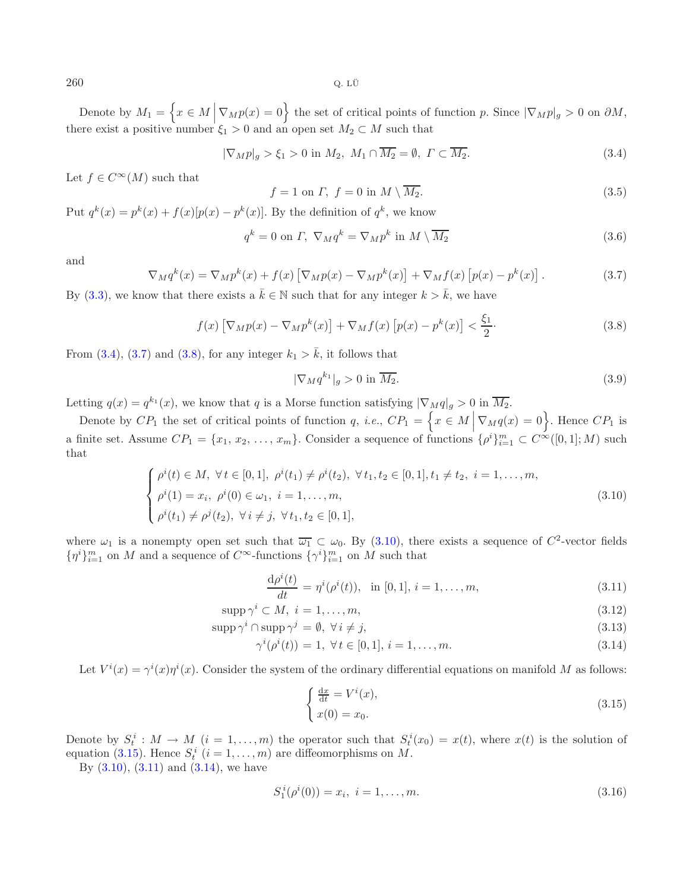Denote by $M_1 = \Big\{x \in M \,\Big|\, \nabla_M p(x) = 0\Big\}$ the set of critical points of function $p$. Since $|\nabla_M p|_g > 0$ on $\partial M$, there exist a positive number $\xi_1 > 0$ and an open set $M_2 \subset M$ such that

$$|\nabla_M p|_g > \xi_1 > 0 \text{ in } M_2,\ M_1 \cap \overline{M_2} = \emptyset,\ \Gamma \subset \overline{M_2}. \tag{3.4}$$

Let $f \in C^\infty(M)$ such that

$$f = 1 \text{ on } \Gamma,\ f = 0 \text{ in } M \setminus \overline{M_2}. \tag{3.5}$$

Put $q^k(x) = p^k(x) + f(x)[p(x) - p^k(x)]$. By the definition of $q^k$, we know

$$q^k = 0 \text{ on } \Gamma,\ \nabla_M q^k = \nabla_M p^k \text{ in } M \setminus \overline{M_2} \tag{3.6}$$

and

$$\nabla_M q^k(x) = \nabla_M p^k(x) + f(x)\left[\nabla_M p(x) - \nabla_M p^k(x)\right] + \nabla_M f(x)\left[p(x) - p^k(x)\right]. \tag{3.7}$$

By (3.3), we know that there exists a $\bar{k} \in \mathbb{N}$ such that for any integer $k > \bar{k}$, we have

$$f(x)\left[\nabla_M p(x) - \nabla_M p^k(x)\right] + \nabla_M f(x)\left[p(x) - p^k(x)\right] < \frac{\xi_1}{2}\cdot \tag{3.8}$$

From (3.4), (3.7) and (3.8), for any integer $k_1 > \bar{k}$, it follows that

$$|\nabla_M q^{k_1}|_g > 0 \text{ in } \overline{M_2}. \tag{3.9}$$

Letting $q(x) = q^{k_1}(x)$, we know that $q$ is a Morse function satisfying $|\nabla_M q|_g > 0$ in $\overline{M_2}$.

Denote by $CP_1$ the set of critical points of function $q$, *i.e.*, $CP_1 = \Big\{x \in M \,\Big|\, \nabla_M q(x) = 0\Big\}$. Hence $CP_1$ is a finite set. Assume $CP_1 = \{x_1, x_2, \ldots, x_m\}$. Consider a sequence of functions $\{\rho^i\}_{i=1}^m \subset C^\infty([0,1]; M)$ such that

$$\begin{cases} \rho^i(t) \in M,\ \forall\, t \in [0,1],\ \rho^i(t_1) \neq \rho^i(t_2),\ \forall\, t_1, t_2 \in [0,1], t_1 \neq t_2,\ i = 1, \ldots, m, \\ \rho^i(1) = x_i,\ \rho^i(0) \in \omega_1,\ i = 1, \ldots, m, \\ \rho^i(t_1) \neq \rho^j(t_2),\ \forall\, i \neq j,\ \forall\, t_1, t_2 \in [0,1], \end{cases} \tag{3.10}$$

where $\omega_1$ is a nonempty open set such that $\overline{\omega_1} \subset \omega_0$. By (3.10), there exists a sequence of $C^2$-vector fields $\{\eta^i\}_{i=1}^m$ on $M$ and a sequence of $C^\infty$-functions $\{\gamma^i\}_{i=1}^m$ on $M$ such that

$$\frac{\mathrm{d}\rho^i(t)}{dt} = \eta^i(\rho^i(t)), \quad \text{in } [0,1],\ i = 1, \ldots, m, \tag{3.11}$$

$$\operatorname{supp} \gamma^i \subset M,\ i = 1, \ldots, m, \tag{3.12}$$

$$\operatorname{supp} \gamma^i \cap \operatorname{supp} \gamma^j = \emptyset,\ \forall\, i \neq j, \tag{3.13}$$

$$\gamma^i(\rho^i(t)) = 1,\ \forall\, t \in [0,1],\ i = 1, \ldots, m. \tag{3.14}$$

Let $V^i(x) = \gamma^i(x)\eta^i(x)$. Consider the system of the ordinary differential equations on manifold $M$ as follows:

$$\begin{cases} \frac{\mathrm{d}x}{\mathrm{d}t} = V^i(x), \\ x(0) = x_0. \end{cases} \tag{3.15}$$

Denote by $S_t^i : M \to M$ $(i = 1, \ldots, m)$ the operator such that $S_t^i(x_0) = x(t)$, where $x(t)$ is the solution of equation (3.15). Hence $S_t^i$ $(i = 1, \ldots, m)$ are diffeomorphisms on $M$.

By (3.10), (3.11) and (3.14), we have

$$S_1^i(\rho^i(0)) = x_i,\ i = 1, \ldots, m. \tag{3.16}$$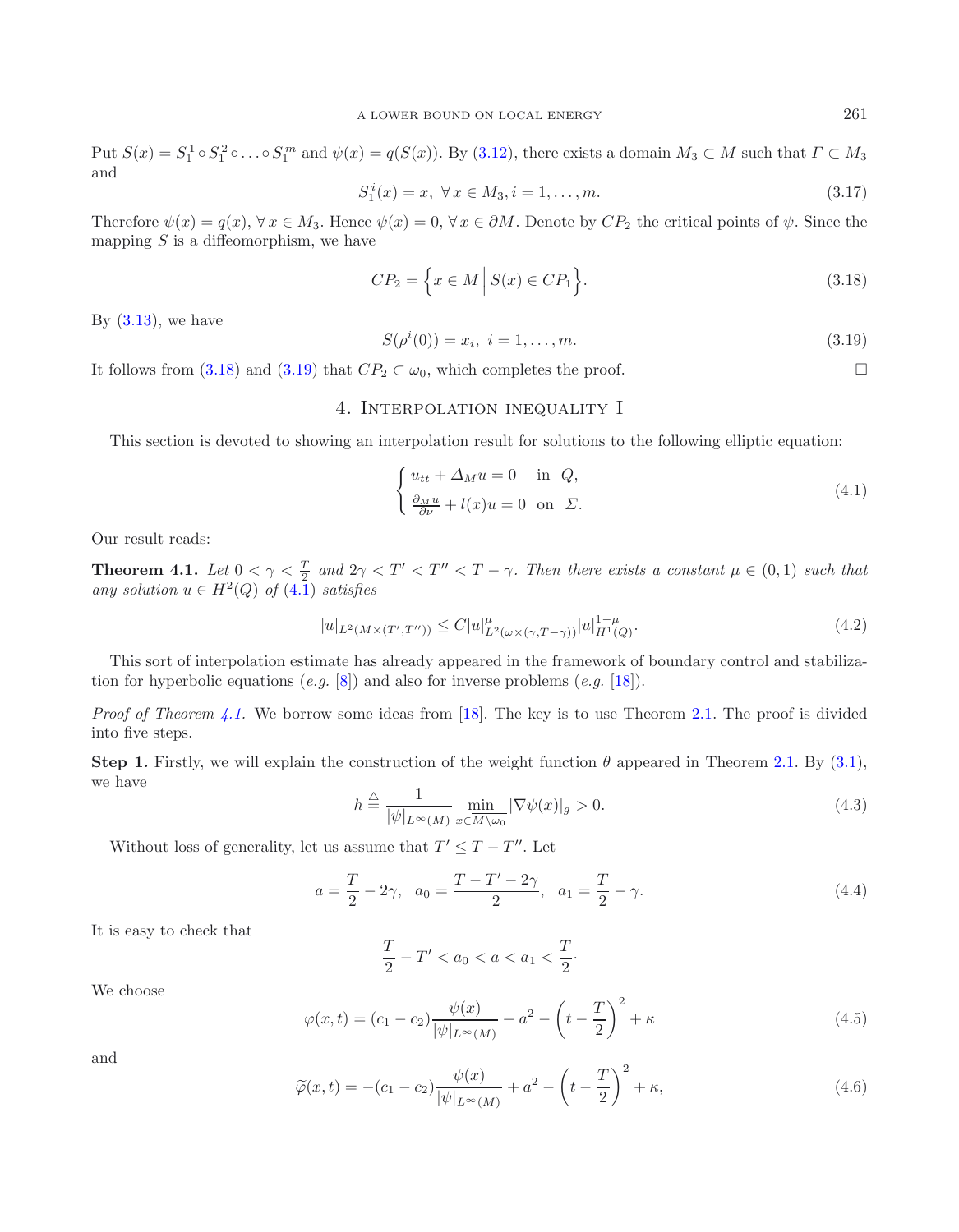Put $S(x) = S_1^1 \circ S_1^2 \circ \ldots \circ S_1^m$ and $\psi(x) = q(S(x))$. By (3.12), there exists a domain $M_3 \subset M$ such that $\Gamma \subset \overline{M_3}$ and

$$S_1^i(x) = x, \ \forall\, x \in M_3, i = 1, \ldots, m. \tag{3.17}$$

Therefore $\psi(x) = q(x)$, $\forall\, x \in M_3$. Hence $\psi(x) = 0$, $\forall\, x \in \partial M$. Denote by $CP_2$ the critical points of $\psi$. Since the mapping $S$ is a diffeomorphism, we have

$$CP_2 = \Big\{ x \in M \,\Big|\, S(x) \in CP_1 \Big\}. \tag{3.18}$$

By (3.13), we have

$$S(\rho^i(0)) = x_i, \ i = 1, \ldots, m. \tag{3.19}$$

It follows from (3.18) and (3.19) that $CP_2 \subset \omega_0$, which completes the proof. $\square$

## 4. Interpolation inequality I

This section is devoted to showing an interpolation result for solutions to the following elliptic equation:

$$\begin{cases} u_{tt} + \Delta_M u = 0 & \text{in } \ Q, \\ \frac{\partial_M u}{\partial \nu} + l(x) u = 0 & \text{on } \ \Sigma. \end{cases} \tag{4.1}$$

Our result reads:

**Theorem 4.1.** *Let $0 < \gamma < \frac{T}{2}$ and $2\gamma < T' < T'' < T - \gamma$. Then there exists a constant $\mu \in (0, 1)$ such that any solution $u \in H^2(Q)$ of (4.1) satisfies*

$$|u|_{L^2(M \times (T', T''))} \leq C |u|^{\mu}_{L^2(\omega \times (\gamma, T-\gamma))} |u|^{1-\mu}_{H^1(Q)}. \tag{4.2}$$

This sort of interpolation estimate has already appeared in the framework of boundary control and stabilization for hyperbolic equations (*e.g.* [8]) and also for inverse problems (*e.g.* [18]).

*Proof of Theorem 4.1.* We borrow some ideas from [18]. The key is to use Theorem 2.1. The proof is divided into five steps.

**Step 1.** Firstly, we will explain the construction of the weight function $\theta$ appeared in Theorem 2.1. By (3.1), we have

$$h \triangleq \frac{1}{|\psi|_{L^\infty(M)}} \min_{x \in \overline{M \setminus \omega_0}} |\nabla \psi(x)|_g > 0. \tag{4.3}$$

Without loss of generality, let us assume that $T' \leq T - T''$. Let

$$a = \frac{T}{2} - 2\gamma, \quad a_0 = \frac{T - T' - 2\gamma}{2}, \quad a_1 = \frac{T}{2} - \gamma. \tag{4.4}$$

It is easy to check that

$$\frac{T}{2} - T' < a_0 < a < a_1 < \frac{T}{2}.$$

We choose

$$\varphi(x, t) = (c_1 - c_2) \frac{\psi(x)}{|\psi|_{L^\infty(M)}} + a^2 - \left( t - \frac{T}{2} \right)^2 + \kappa \tag{4.5}$$

and

$$\widetilde{\varphi}(x, t) = -(c_1 - c_2) \frac{\psi(x)}{|\psi|_{L^\infty(M)}} + a^2 - \left( t - \frac{T}{2} \right)^2 + \kappa, \tag{4.6}$$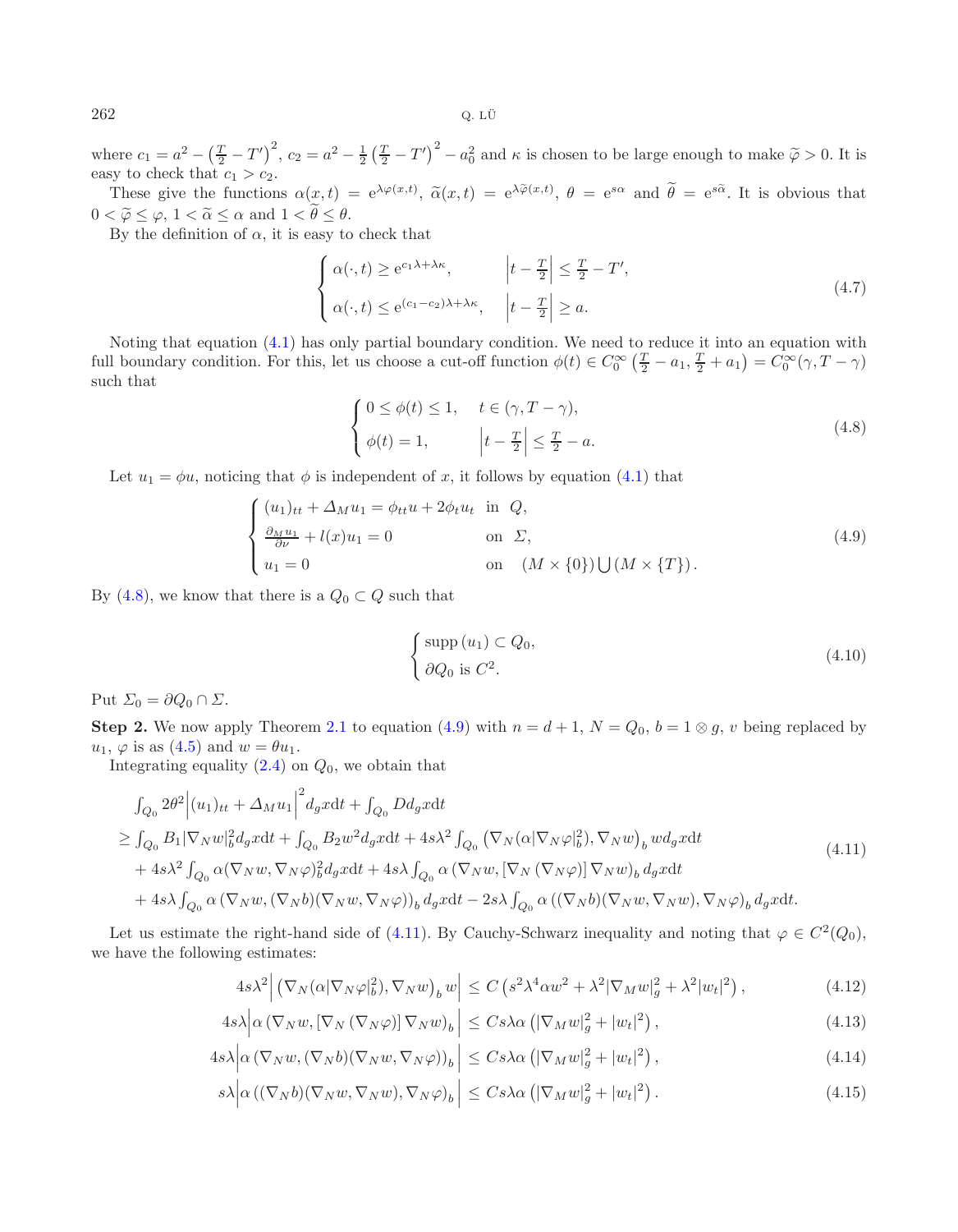where $c_1 = a^2 - \left(\frac{T}{2} - T'\right)^2$, $c_2 = a^2 - \frac{1}{2}\left(\frac{T}{2} - T'\right)^2 - a_0^2$ and $\kappa$ is chosen to be large enough to make $\widetilde{\varphi} > 0$. It is easy to check that $c_1 > c_2$.

These give the functions $\alpha(x,t) = \mathrm{e}^{\lambda\varphi(x,t)}$, $\widetilde{\alpha}(x,t) = \mathrm{e}^{\lambda\widetilde{\varphi}(x,t)}$, $\theta = \mathrm{e}^{s\alpha}$ and $\widetilde{\theta} = \mathrm{e}^{s\widetilde{\alpha}}$. It is obvious that $0 < \widetilde{\varphi} \leq \varphi$, $1 < \widetilde{\alpha} \leq \alpha$ and $1 < \widetilde{\theta} \leq \theta$.

By the definition of $\alpha$, it is easy to check that

$$
\begin{cases}
\alpha(\cdot,t) \geq \mathrm{e}^{c_1\lambda + \lambda\kappa}, & \left|t - \frac{T}{2}\right| \leq \frac{T}{2} - T', \\
\alpha(\cdot,t) \leq \mathrm{e}^{(c_1-c_2)\lambda + \lambda\kappa}, & \left|t - \frac{T}{2}\right| \geq a.
\end{cases}
\tag{4.7}
$$

Noting that equation (4.1) has only partial boundary condition. We need to reduce it into an equation with full boundary condition. For this, let us choose a cut-off function $\phi(t) \in C_0^\infty\left(\frac{T}{2} - a_1, \frac{T}{2} + a_1\right) = C_0^\infty(\gamma, T-\gamma)$ such that

$$
\begin{cases}
0 \leq \phi(t) \leq 1, & t \in (\gamma, T-\gamma), \\
\phi(t) = 1, & \left|t - \frac{T}{2}\right| \leq \frac{T}{2} - a.
\end{cases}
\tag{4.8}
$$

Let $u_1 = \phi u$, noticing that $\phi$ is independent of $x$, it follows by equation (4.1) that

$$
\begin{cases}
(u_1)_{tt} + \Delta_M u_1 = \phi_{tt} u + 2\phi_t u_t & \text{in } Q, \\
\frac{\partial_M u_1}{\partial \nu} + l(x) u_1 = 0 & \text{on } \Sigma, \\
u_1 = 0 & \text{on } (M \times \{0\}) \bigcup (M \times \{T\}).
\end{cases}
\tag{4.9}
$$

By (4.8), we know that there is a $Q_0 \subset Q$ such that

$$
\begin{cases}
\operatorname{supp}(u_1) \subset Q_0, \\
\partial Q_0 \text{ is } C^2.
\end{cases}
\tag{4.10}
$$

Put $\Sigma_0 = \partial Q_0 \cap \Sigma$.

**Step 2.** We now apply Theorem 2.1 to equation (4.9) with $n = d+1$, $N = Q_0$, $b = 1 \otimes g$, $v$ being replaced by $u_1$, $\varphi$ is as (4.5) and $w = \theta u_1$.

Integrating equality (2.4) on $Q_0$, we obtain that

$$
\begin{aligned}
&\int_{Q_0} 2\theta^2 \left|(u_1)_{tt} + \Delta_M u_1\right|^2 d_g x \mathrm{d}t + \int_{Q_0} D d_g x \mathrm{d}t \\
&\geq \int_{Q_0} B_1 |\nabla_N w|_b^2 d_g x \mathrm{d}t + \int_{Q_0} B_2 w^2 d_g x \mathrm{d}t + 4s\lambda^2 \int_{Q_0} \left(\nabla_N(\alpha|\nabla_N\varphi|_b^2), \nabla_N w\right)_b w d_g x \mathrm{d}t \\
&\quad + 4s\lambda^2 \int_{Q_0} \alpha(\nabla_N w, \nabla_N\varphi)_b^2 d_g x \mathrm{d}t + 4s\lambda \int_{Q_0} \alpha\left(\nabla_N w, [\nabla_N(\nabla_N\varphi)]\nabla_N w\right)_b d_g x \mathrm{d}t \\
&\quad + 4s\lambda \int_{Q_0} \alpha\left(\nabla_N w, (\nabla_N b)(\nabla_N w, \nabla_N\varphi)\right)_b d_g x \mathrm{d}t - 2s\lambda \int_{Q_0} \alpha\left((\nabla_N b)(\nabla_N w, \nabla_N w), \nabla_N\varphi\right)_b d_g x \mathrm{d}t.
\end{aligned}
\tag{4.11}
$$

Let us estimate the right-hand side of (4.11). By Cauchy-Schwarz inequality and noting that $\varphi \in C^2(Q_0)$, we have the following estimates:

$$
4s\lambda^2 \left|\left(\nabla_N(\alpha|\nabla_N\varphi|_b^2), \nabla_N w\right)_b w\right| \leq C\left(s^2\lambda^4\alpha w^2 + \lambda^2|\nabla_M w|_g^2 + \lambda^2|w_t|^2\right), \tag{4.12}
$$

$$
4s\lambda\left|\alpha\left(\nabla_N w, [\nabla_N(\nabla_N\varphi)]\nabla_N w\right)_b\right| \leq Cs\lambda\alpha\left(|\nabla_M w|_g^2 + |w_t|^2\right), \tag{4.13}
$$

$$
4s\lambda\left|\alpha\left(\nabla_N w, (\nabla_N b)(\nabla_N w, \nabla_N\varphi)\right)_b\right| \leq Cs\lambda\alpha\left(|\nabla_M w|_g^2 + |w_t|^2\right), \tag{4.14}
$$

$$
s\lambda\left|\alpha\left((\nabla_N b)(\nabla_N w, \nabla_N w), \nabla_N\varphi\right)_b\right| \leq Cs\lambda\alpha\left(|\nabla_M w|_g^2 + |w_t|^2\right). \tag{4.15}
$$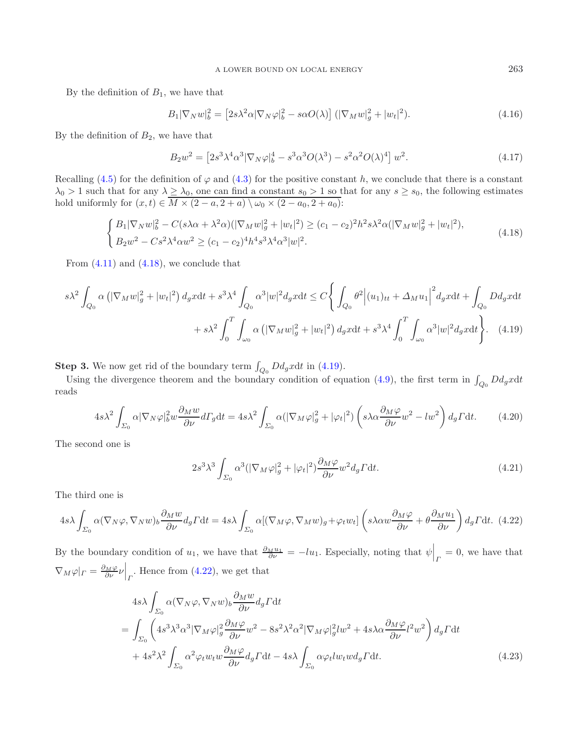By the definition of $B_1$, we have that

$$B_1|\nabla_N w|_b^2 = \left[2s\lambda^2\alpha|\nabla_N\varphi|_b^2 - s\alpha O(\lambda)\right](|\nabla_M w|_g^2 + |w_t|^2). \tag{4.16}$$

By the definition of $B_2$, we have that

$$B_2 w^2 = \left[2s^3\lambda^4\alpha^3|\nabla_N\varphi|_b^4 - s^3\alpha^3 O(\lambda^3) - s^2\alpha^2 O(\lambda)^4\right] w^2. \tag{4.17}$$

Recalling (4.5) for the definition of $\varphi$ and (4.3) for the positive constant $h$, we conclude that there is a constant $\lambda_0 > 1$ such that for any $\lambda \geq \lambda_0$, one can find a constant $s_0 > 1$ so that for any $s \geq s_0$, the following estimates hold uniformly for $(x,t) \in \overline{M \times (2-a, 2+a) \setminus \omega_0 \times (2-a_0, 2+a_0)}$:

$$\begin{cases} B_1|\nabla_N w|_b^2 - C(s\lambda\alpha + \lambda^2\alpha)(|\nabla_M w|_g^2 + |w_t|^2) \geq (c_1 - c_2)^2 h^2 s\lambda^2\alpha(|\nabla_M w|_g^2 + |w_t|^2), \\ B_2 w^2 - Cs^2\lambda^4\alpha w^2 \geq (c_1 - c_2)^4 h^4 s^3\lambda^4\alpha^3|w|^2. \end{cases} \tag{4.18}$$

From (4.11) and (4.18), we conclude that

$$\begin{aligned} s\lambda^2 \int_{Q_0} \alpha\left(|\nabla_M w|_g^2 + |w_t|^2\right) d_g x\mathrm{d}t + s^3\lambda^4 \int_{Q_0} \alpha^3|w|^2 d_g x\mathrm{d}t \leq C\Bigg\{ \int_{Q_0} \theta^2\Big|(u_1)_{tt} + \Delta_M u_1\Big|^2 d_g x\mathrm{d}t + \int_{Q_0} D d_g x\mathrm{d}t \\ + s\lambda^2 \int_0^T \int_{\omega_0} \alpha\left(|\nabla_M w|_g^2 + |w_t|^2\right) d_g x\mathrm{d}t + s^3\lambda^4 \int_0^T \int_{\omega_0} \alpha^3|w|^2 d_g x\mathrm{d}t \Bigg\}. \end{aligned} \tag{4.19}$$

**Step 3.** We now get rid of the boundary term $\int_{Q_0} D d_g x\mathrm{d}t$ in (4.19).

Using the divergence theorem and the boundary condition of equation (4.9), the first term in $\int_{Q_0} D d_g x\mathrm{d}t$ reads

$$4s\lambda^2 \int_{\Sigma_0} \alpha|\nabla_N\varphi|_b^2 w\frac{\partial_M w}{\partial\nu} d\Gamma_g\mathrm{d}t = 4s\lambda^2 \int_{\Sigma_0} \alpha(|\nabla_M\varphi|_g^2 + |\varphi_t|^2)\left(s\lambda\alpha\frac{\partial_M\varphi}{\partial\nu}w^2 - lw^2\right) d_g\Gamma\mathrm{d}t. \tag{4.20}$$

The second one is

$$2s^3\lambda^3 \int_{\Sigma_0} \alpha^3(|\nabla_M\varphi|_g^2 + |\varphi_t|^2)\frac{\partial_M\varphi}{\partial\nu}w^2 d_g\Gamma\mathrm{d}t. \tag{4.21}$$

The third one is

$$4s\lambda \int_{\Sigma_0} \alpha(\nabla_N\varphi, \nabla_N w)_b\frac{\partial_M w}{\partial\nu} d_g\Gamma\mathrm{d}t = 4s\lambda \int_{\Sigma_0} \alpha[(\nabla_M\varphi, \nabla_M w)_g + \varphi_t w_t]\left(s\lambda\alpha w\frac{\partial_M\varphi}{\partial\nu} + \theta\frac{\partial_M u_1}{\partial\nu}\right) d_g\Gamma\mathrm{d}t. \tag{4.22}$$

By the boundary condition of $u_1$, we have that $\frac{\partial_M u_1}{\partial\nu} = -lu_1$. Especially, noting that $\psi\Big|_\Gamma = 0$, we have that $\nabla_M\varphi|_\Gamma = \frac{\partial_M\varphi}{\partial\nu}\nu\Big|_\Gamma$. Hence from (4.22), we get that

$$\begin{aligned} &4s\lambda \int_{\Sigma_0} \alpha(\nabla_N\varphi, \nabla_N w)_b\frac{\partial_M w}{\partial\nu} d_g\Gamma\mathrm{d}t \\ &= \int_{\Sigma_0} \left(4s^3\lambda^3\alpha^3|\nabla_M\varphi|_g^2\frac{\partial_M\varphi}{\partial\nu}w^2 - 8s^2\lambda^2\alpha^2|\nabla_M\varphi|_g^2 lw^2 + 4s\lambda\alpha\frac{\partial_M\varphi}{\partial\nu}l^2w^2\right) d_g\Gamma\mathrm{d}t \\ &\quad + 4s^2\lambda^2 \int_{\Sigma_0} \alpha^2\varphi_t w_t w\frac{\partial_M\varphi}{\partial\nu} d_g\Gamma\mathrm{d}t - 4s\lambda \int_{\Sigma_0} \alpha\varphi_t l w_t w d_g\Gamma\mathrm{d}t. \end{aligned} \tag{4.23}$$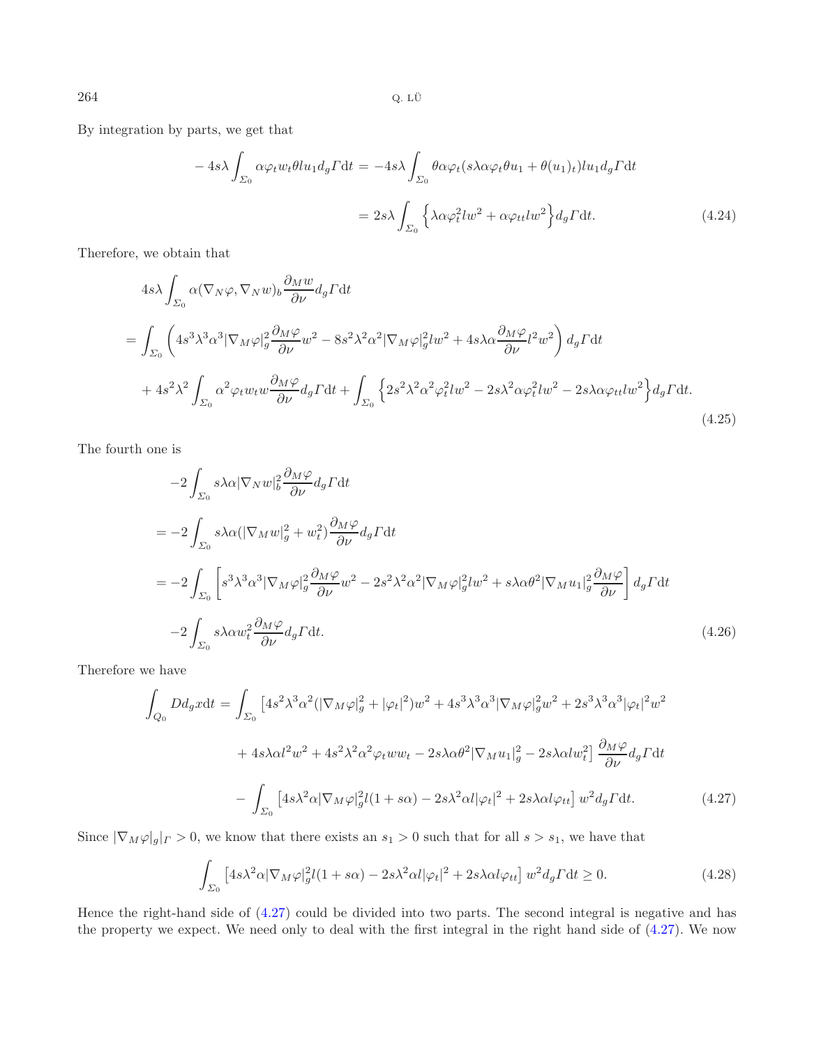By integration by parts, we get that

$$
\begin{aligned}
-4s\lambda\int_{\Sigma_0}\alpha\varphi_t w_t\theta l u_1 d_g\Gamma \mathrm{d}t &= -4s\lambda\int_{\Sigma_0}\theta\alpha\varphi_t(s\lambda\alpha\varphi_t\theta u_1+\theta(u_1)_t)lu_1 d_g\Gamma\mathrm{d}t\\
&= 2s\lambda\int_{\Sigma_0}\Big\{\lambda\alpha\varphi_t^2 lw^2+\alpha\varphi_{tt}lw^2\Big\}d_g\Gamma\mathrm{d}t. \qquad (4.24)
\end{aligned}
$$

Therefore, we obtain that

$$
\begin{aligned}
&4s\lambda\int_{\Sigma_0}\alpha(\nabla_N\varphi,\nabla_N w)_b\frac{\partial_M w}{\partial\nu}d_g\Gamma\mathrm{d}t\\
&=\int_{\Sigma_0}\left(4s^3\lambda^3\alpha^3|\nabla_M\varphi|_g^2\frac{\partial_M\varphi}{\partial\nu}w^2-8s^2\lambda^2\alpha^2|\nabla_M\varphi|_g^2 lw^2+4s\lambda\alpha\frac{\partial_M\varphi}{\partial\nu}l^2w^2\right)d_g\Gamma\mathrm{d}t\\
&\quad+4s^2\lambda^2\int_{\Sigma_0}\alpha^2\varphi_t w_t w\frac{\partial_M\varphi}{\partial\nu}d_g\Gamma\mathrm{d}t+\int_{\Sigma_0}\Big\{2s^2\lambda^2\alpha^2\varphi_t^2 lw^2-2s\lambda^2\alpha\varphi_t^2 lw^2-2s\lambda\alpha\varphi_{tt}lw^2\Big\}d_g\Gamma\mathrm{d}t. \qquad (4.25)
\end{aligned}
$$

The fourth one is

$$
\begin{aligned}
&-2\int_{\Sigma_0}s\lambda\alpha|\nabla_N w|_b^2\frac{\partial_M\varphi}{\partial\nu}d_g\Gamma\mathrm{d}t\\
&=-2\int_{\Sigma_0}s\lambda\alpha(|\nabla_M w|_g^2+w_t^2)\frac{\partial_M\varphi}{\partial\nu}d_g\Gamma\mathrm{d}t\\
&=-2\int_{\Sigma_0}\left[s^3\lambda^3\alpha^3|\nabla_M\varphi|_g^2\frac{\partial_M\varphi}{\partial\nu}w^2-2s^2\lambda^2\alpha^2|\nabla_M\varphi|_g^2 lw^2+s\lambda\alpha\theta^2|\nabla_M u_1|_g^2\frac{\partial_M\varphi}{\partial\nu}\right]d_g\Gamma\mathrm{d}t\\
&\quad-2\int_{\Sigma_0}s\lambda\alpha w_t^2\frac{\partial_M\varphi}{\partial\nu}d_g\Gamma\mathrm{d}t. \qquad (4.26)
\end{aligned}
$$

Therefore we have

$$
\begin{aligned}
\int_{Q_0}Dd_gx\mathrm{d}t&=\int_{\Sigma_0}\big[4s^2\lambda^3\alpha^2(|\nabla_M\varphi|_g^2+|\varphi_t|^2)w^2+4s^3\lambda^3\alpha^3|\nabla_M\varphi|_g^2w^2+2s^3\lambda^3\alpha^3|\varphi_t|^2w^2\\
&\quad+4s\lambda\alpha l^2w^2+4s^2\lambda^2\alpha^2\varphi_t ww_t-2s\lambda\alpha\theta^2|\nabla_M u_1|_g^2-2s\lambda\alpha lw_t^2\big]\frac{\partial_M\varphi}{\partial\nu}d_g\Gamma\mathrm{d}t\\
&\quad-\int_{\Sigma_0}\big[4s\lambda^2\alpha|\nabla_M\varphi|_g^2 l(1+s\alpha)-2s\lambda^2\alpha l|\varphi_t|^2+2s\lambda\alpha l\varphi_{tt}\big]w^2d_g\Gamma\mathrm{d}t. \qquad (4.27)
\end{aligned}
$$

Since $|\nabla_M\varphi|_g|_\Gamma>0$, we know that there exists an $s_1>0$ such that for all $s>s_1$, we have that

$$
\int_{\Sigma_0}\big[4s\lambda^2\alpha|\nabla_M\varphi|_g^2 l(1+s\alpha)-2s\lambda^2\alpha l|\varphi_t|^2+2s\lambda\alpha l\varphi_{tt}\big]w^2d_g\Gamma\mathrm{d}t\geq 0. \qquad (4.28)
$$

Hence the right-hand side of (4.27) could be divided into two parts. The second integral is negative and has the property we expect. We need only to deal with the first integral in the right hand side of (4.27). We now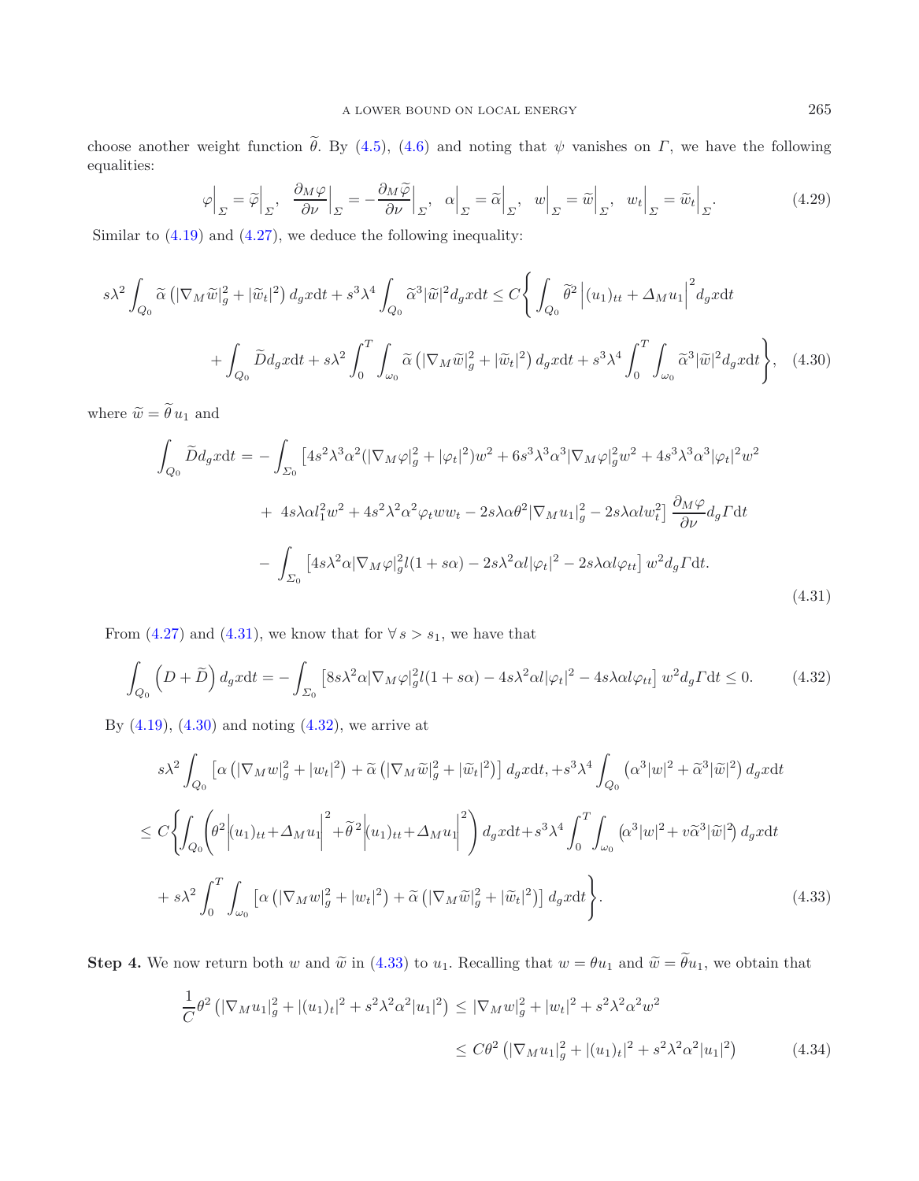choose another weight function $\widetilde{\theta}$. By (4.5), (4.6) and noting that $\psi$ vanishes on $\Gamma$, we have the following equalities:

$$\varphi\Big|_{\Sigma} = \widetilde{\varphi}\Big|_{\Sigma}, \quad \frac{\partial_M \varphi}{\partial \nu}\Big|_{\Sigma} = -\frac{\partial_M \widetilde{\varphi}}{\partial \nu}\Big|_{\Sigma}, \quad \alpha\Big|_{\Sigma} = \widetilde{\alpha}\Big|_{\Sigma}, \quad w\Big|_{\Sigma} = \widetilde{w}\Big|_{\Sigma}, \quad w_t\Big|_{\Sigma} = \widetilde{w}_t\Big|_{\Sigma}. \tag{4.29}$$

Similar to (4.19) and (4.27), we deduce the following inequality:

$$\begin{aligned} s\lambda^2 \int_{Q_0} \widetilde{\alpha}\left(|\nabla_M \widetilde{w}|_g^2 + |\widetilde{w}_t|^2\right) d_g x \mathrm{d}t + s^3\lambda^4 \int_{Q_0} \widetilde{\alpha}^3 |\widetilde{w}|^2 d_g x \mathrm{d}t \leq C\Bigg\{ \int_{Q_0} \widetilde{\theta}^2 \left|(u_1)_{tt} + \Delta_M u_1\right|^2 d_g x \mathrm{d}t \\ + \int_{Q_0} \widetilde{D} d_g x \mathrm{d}t + s\lambda^2 \int_0^T \int_{\omega_0} \widetilde{\alpha}\left(|\nabla_M \widetilde{w}|_g^2 + |\widetilde{w}_t|^2\right) d_g x \mathrm{d}t + s^3\lambda^4 \int_0^T \int_{\omega_0} \widetilde{\alpha}^3 |\widetilde{w}|^2 d_g x \mathrm{d}t \Bigg\}, \end{aligned} \tag{4.30}$$

where $\widetilde{w} = \widetilde{\theta}\, u_1$ and

$$\begin{aligned} \int_{Q_0} \widetilde{D} d_g x \mathrm{d}t = &- \int_{\Sigma_0} \big[4s^2\lambda^3\alpha^2(|\nabla_M \varphi|_g^2 + |\varphi_t|^2)w^2 + 6s^3\lambda^3\alpha^3|\nabla_M\varphi|_g^2 w^2 + 4s^3\lambda^3\alpha^3|\varphi_t|^2 w^2 \\ &+ 4s\lambda\alpha l_1^2 w^2 + 4s^2\lambda^2\alpha^2\varphi_t w w_t - 2s\lambda\alpha\theta^2|\nabla_M u_1|_g^2 - 2s\lambda\alpha l w_t^2\big] \frac{\partial_M \varphi}{\partial\nu} d_g\Gamma \mathrm{d}t \\ &- \int_{\Sigma_0} \left[4s\lambda^2\alpha|\nabla_M\varphi|_g^2 l(1+s\alpha) - 2s\lambda^2\alpha l|\varphi_t|^2 - 2s\lambda\alpha l\varphi_{tt}\right] w^2 d_g\Gamma \mathrm{d}t. \end{aligned} \tag{4.31}$$

From (4.27) and (4.31), we know that for $\forall\, s > s_1$, we have that

$$\int_{Q_0} \left(D + \widetilde{D}\right) d_g x \mathrm{d}t = -\int_{\Sigma_0} \left[8s\lambda^2\alpha|\nabla_M\varphi|_g^2 l(1+s\alpha) - 4s\lambda^2\alpha l|\varphi_t|^2 - 4s\lambda\alpha l\varphi_{tt}\right] w^2 d_g\Gamma \mathrm{d}t \leq 0. \tag{4.32}$$

By (4.19), (4.30) and noting (4.32), we arrive at

$$\begin{aligned} &s\lambda^2 \int_{Q_0} \left[\alpha\left(|\nabla_M w|_g^2 + |w_t|^2\right) + \widetilde{\alpha}\left(|\nabla_M \widetilde{w}|_g^2 + |\widetilde{w}_t|^2\right)\right] d_g x \mathrm{d}t, + s^3\lambda^4 \int_{Q_0} \left(\alpha^3|w|^2 + \widetilde{\alpha}^3|\widetilde{w}|^2\right) d_g x \mathrm{d}t \\ &\leq C\Bigg\{\int_{Q_0}\left(\theta^2\left|(u_1)_{tt} + \Delta_M u_1\right|^2 + \widetilde{\theta}^2\left|(u_1)_{tt} + \Delta_M u_1\right|^2\right) d_g x \mathrm{d}t + s^3\lambda^4 \int_0^T \int_{\omega_0} \left(\alpha^3|w|^2 + v\widetilde{\alpha}^3|\widetilde{w}|^2\right) d_g x \mathrm{d}t \\ &\quad + s\lambda^2 \int_0^T \int_{\omega_0} \left[\alpha\left(|\nabla_M w|_g^2 + |w_t|^2\right) + \widetilde{\alpha}\left(|\nabla_M \widetilde{w}|_g^2 + |\widetilde{w}_t|^2\right)\right] d_g x \mathrm{d}t\Bigg\}. \end{aligned} \tag{4.33}$$

**Step 4.** We now return both $w$ and $\widetilde{w}$ in (4.33) to $u_1$. Recalling that $w = \theta u_1$ and $\widetilde{w} = \widetilde{\theta} u_1$, we obtain that

$$\begin{aligned} \frac{1}{C}\theta^2\left(|\nabla_M u_1|_g^2 + |(u_1)_t|^2 + s^2\lambda^2\alpha^2|u_1|^2\right) &\leq |\nabla_M w|_g^2 + |w_t|^2 + s^2\lambda^2\alpha^2 w^2 \\ &\leq C\theta^2\left(|\nabla_M u_1|_g^2 + |(u_1)_t|^2 + s^2\lambda^2\alpha^2|u_1|^2\right) \end{aligned} \tag{4.34}$$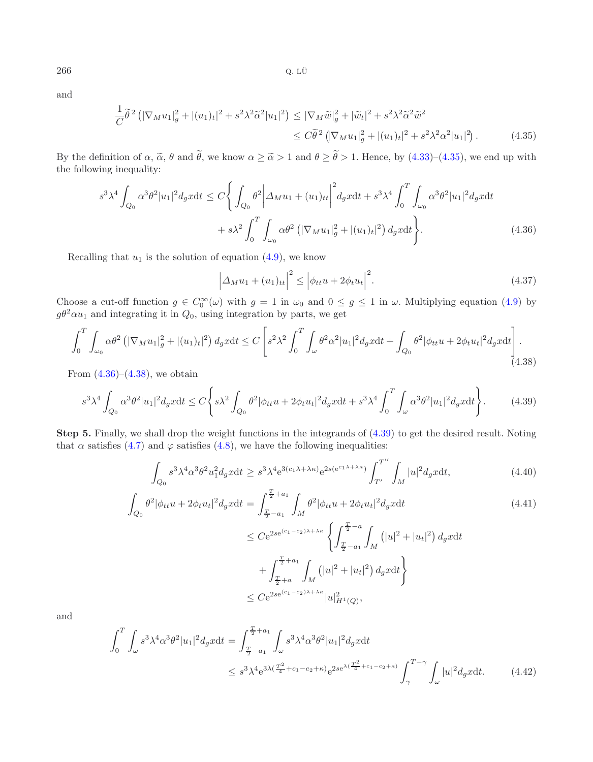and

$$
\begin{aligned}
\frac{1}{C}\widetilde{\theta}^{\,2}\left(|\nabla_M u_1|_g^2+|(u_1)_t|^2+s^2\lambda^2\widetilde{\alpha}^2|u_1|^2\right) &\le |\nabla_M \widetilde{w}|_g^2+|\widetilde{w}_t|^2+s^2\lambda^2\widetilde{\alpha}^2\widetilde{w}^2\\
&\le C\widetilde{\theta}^{\,2}\left(|\nabla_M u_1|_g^2+|(u_1)_t|^2+s^2\lambda^2\alpha^2|u_1|^2\right). \qquad (4.35)
\end{aligned}
$$

By the definition of $\alpha$, $\widetilde{\alpha}$, $\theta$ and $\widetilde{\theta}$, we know $\alpha \ge \widetilde{\alpha} > 1$ and $\theta \ge \widetilde{\theta} > 1$. Hence, by (4.33)–(4.35), we end up with the following inequality:

$$
\begin{aligned}
s^3\lambda^4\int_{Q_0}\alpha^3\theta^2|u_1|^2 d_gx\mathrm{d}t \le C\Bigg\{&\int_{Q_0}\theta^2\Big|\varDelta_M u_1+(u_1)_{tt}\Big|^2 d_gx\mathrm{d}t+s^3\lambda^4\int_0^T\int_{\omega_0}\alpha^3\theta^2|u_1|^2 d_gx\mathrm{d}t\\
&+s\lambda^2\int_0^T\int_{\omega_0}\alpha\theta^2\left(|\nabla_M u_1|_g^2+|(u_1)_t|^2\right)d_gx\mathrm{d}t\Bigg\}. \qquad (4.36)
\end{aligned}
$$

Recalling that $u_1$ is the solution of equation (4.9), we know

$$
\Big|\varDelta_M u_1+(u_1)_{tt}\Big|^2 \le \Big|\phi_{tt}u+2\phi_t u_t\Big|^2. \qquad (4.37)
$$

Choose a cut-off function $g \in C_0^\infty(\omega)$ with $g = 1$ in $\omega_0$ and $0 \le g \le 1$ in $\omega$. Multiplying equation (4.9) by $g\theta^2\alpha u_1$ and integrating it in $Q_0$, using integration by parts, we get

$$
\int_0^T\int_{\omega_0}\alpha\theta^2\left(|\nabla_M u_1|_g^2+|(u_1)_t|^2\right)d_gx\mathrm{d}t \le C\left[s^2\lambda^2\int_0^T\int_\omega\theta^2\alpha^2|u_1|^2 d_gx\mathrm{d}t+\int_{Q_0}\theta^2|\phi_{tt}u+2\phi_t u_t|^2 d_gx\mathrm{d}t\right]. \qquad (4.38)
$$

From (4.36)–(4.38), we obtain

$$
s^3\lambda^4\int_{Q_0}\alpha^3\theta^2|u_1|^2 d_gx\mathrm{d}t \le C\Bigg\{s\lambda^2\int_{Q_0}\theta^2|\phi_{tt}u+2\phi_t u_t|^2 d_gx\mathrm{d}t+s^3\lambda^4\int_0^T\int_\omega\alpha^3\theta^2|u_1|^2 d_gx\mathrm{d}t\Bigg\}. \qquad (4.39)
$$

**Step 5.** Finally, we shall drop the weight functions in the integrands of (4.39) to get the desired result. Noting that $\alpha$ satisfies (4.7) and $\varphi$ satisfies (4.8), we have the following inequalities:

$$
\int_{Q_0}s^3\lambda^4\alpha^3\theta^2u_1^2 d_gx\mathrm{d}t \ge s^3\lambda^4\mathrm{e}^{3(c_1\lambda+\lambda\kappa)}\mathrm{e}^{2s(\mathrm{e}^{c_1\lambda+\lambda\kappa})}\int_{T'}^{T''}\int_M|u|^2 d_gx\mathrm{d}t, \qquad (4.40)
$$

$$
\begin{aligned}
\int_{Q_0}\theta^2|\phi_{tt}u+2\phi_t u_t|^2 d_gx\mathrm{d}t &= \int_{\frac{T}{2}-a_1}^{\frac{T}{2}+a_1}\int_M\theta^2|\phi_{tt}u+2\phi_t u_t|^2 d_gx\mathrm{d}t \qquad (4.41)\\
&\le C\mathrm{e}^{2s\mathrm{e}^{(c_1-c_2)\lambda+\lambda\kappa}}\Bigg\{\int_{\frac{T}{2}-a_1}^{\frac{T}{2}-a}\int_M\left(|u|^2+|u_t|^2\right)d_gx\mathrm{d}t\\
&\quad+\int_{\frac{T}{2}+a}^{\frac{T}{2}+a_1}\int_M\left(|u|^2+|u_t|^2\right)d_gx\mathrm{d}t\Bigg\}\\
&\le C\mathrm{e}^{2s\mathrm{e}^{(c_1-c_2)\lambda+\lambda\kappa}}|u|^2_{H^1(Q)},
\end{aligned}
$$

and

$$
\begin{aligned}
\int_0^T\int_\omega s^3\lambda^4\alpha^3\theta^2|u_1|^2 d_gx\mathrm{d}t &= \int_{\frac{T}{2}-a_1}^{\frac{T}{2}+a_1}\int_\omega s^3\lambda^4\alpha^3\theta^2|u_1|^2 d_gx\mathrm{d}t\\
&\le s^3\lambda^4\mathrm{e}^{3\lambda(\frac{T^2}{4}+c_1-c_2+\kappa)}\mathrm{e}^{2s\mathrm{e}^{\lambda(\frac{T^2}{4}+c_1-c_2+\kappa)}}\int_\gamma^{T-\gamma}\int_\omega|u|^2 d_gx\mathrm{d}t. \qquad (4.42)
\end{aligned}
$$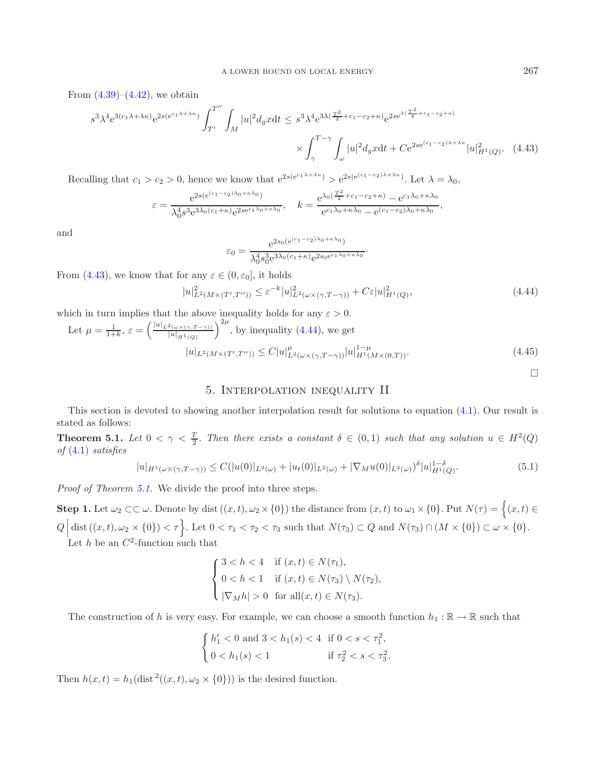From (4.39)–(4.42), we obtain

$$
s^3\lambda^4 e^{3(c_1\lambda+\lambda\kappa)} e^{2s(e^{c_1\lambda+\lambda\kappa})} \int_{T'}^{T''}\int_M |u|^2 d_g x dt \le s^3\lambda^4 e^{3\lambda(\frac{T^2}{4}+c_1-c_2+\kappa)} e^{2se^{\lambda(\frac{T^2}{4}+c_1-c_2+\kappa)}} \times \int_\gamma^{T-\gamma}\int_\omega |u|^2 d_g x dt + Ce^{2se^{(c_1-c_2)\lambda+\lambda\kappa}} |u|^2_{H^1(Q)}. \quad (4.43)
$$

Recalling that $c_1 > c_2 > 0$, hence we know that $e^{2s(e^{c_1\lambda+\lambda\kappa})} > e^{2s(e^{(c_1-c_2)\lambda+\lambda\kappa})}$. Let $\lambda = \lambda_0$,

$$
\varepsilon = \frac{e^{2s(e^{(c_1-c_2)\lambda_0+\kappa\lambda_0})}}{\lambda_0^4 s^3 e^{3\lambda_0(c_1+\kappa)} e^{2se^{c_1\lambda_0+\kappa\lambda_0}}}, \quad k = \frac{e^{\lambda_0(\frac{T^2}{4}+c_1-c_2+\kappa)} - e^{c_1\lambda_0+\kappa\lambda_0}}{e^{c_1\lambda_0+\kappa\lambda_0} - e^{(c_1-c_2)\lambda_0+\kappa\lambda_0}},
$$

and

$$
\varepsilon_0 = \frac{e^{2s_0(e^{(c_1-c_2)\lambda_0+\kappa\lambda_0})}}{\lambda_0^4 s_0^3 e^{3\lambda_0(c_1+\kappa)} e^{2s_0 e^{c_1\lambda_0+\kappa\lambda_0}}}.
$$

From (4.43), we know that for any $\varepsilon \in (0, \varepsilon_0]$, it holds

$$
|u|^2_{L^2(M\times(T',T''))} \le \varepsilon^{-k} |u|^2_{L^2(\omega\times(\gamma,T-\gamma))} + C\varepsilon |u|^2_{H^1(Q)}, \quad (4.44)
$$

which in turn implies that the above inequality holds for any $\varepsilon > 0$.

Let $\mu = \frac{1}{1+k}$, $\varepsilon = \left(\frac{|u|_{L^2(\omega\times(\gamma,T-\gamma))}}{|u|_{H^1(Q)}}\right)^{2\mu}$, by inequality (4.44), we get

$$
|u|_{L^2(M\times(T',T''))} \le C|u|^{\mu}_{L^2(\omega\times(\gamma,T-\gamma))} |u|^{1-\mu}_{H^1(M\times(0,T))}. \quad (4.45)
$$

□

## 5. Interpolation inequality II

This section is devoted to showing another interpolation result for solutions to equation (4.1). Our result is stated as follows:

**Theorem 5.1.** *Let $0 < \gamma < \frac{T}{2}$. Then there exists a constant $\delta \in (0,1)$ such that any solution $u \in H^2(Q)$ of (4.1) satisfies*

$$
|u|_{H^1(\omega\times(\gamma,T-\gamma))} \le C(|u(0)|_{L^2(\omega)} + |u_t(0)|_{L^2(\omega)} + |\nabla_M u(0)|_{L^2(\omega)})^{\delta} |u|^{1-\delta}_{H^1(Q)}. \quad (5.1)
$$

*Proof of Theorem 5.1.* We divide the proof into three steps.

**Step 1.** Let $\omega_2 \subset\subset \omega$. Denote by $\operatorname{dist}((x,t), \omega_2 \times \{0\})$ the distance from $(x,t)$ to $\omega_1 \times \{0\}$. Put $N(\tau) = \Big\{(x,t) \in Q \,\Big|\, \operatorname{dist}((x,t), \omega_2 \times \{0\}) < \tau\Big\}$. Let $0 < \tau_1 < \tau_2 < \tau_3$ such that $N(\tau_3) \subset Q$ and $N(\tau_3) \cap (M \times \{0\}) \subset \omega \times \{0\}$.

Let $h$ be an $C^2$-function such that

$$
\begin{cases} 3 < h < 4 & \text{if } (x,t) \in N(\tau_1), \\ 0 < h < 1 & \text{if } (x,t) \in N(\tau_3) \setminus N(\tau_2), \\ |\nabla_M h| > 0 & \text{for all} (x,t) \in N(\tau_3). \end{cases}
$$

The construction of $h$ is very easy. For example, we can choose a smooth function $h_1 : \mathbb{R} \to \mathbb{R}$ such that

$$
\begin{cases} h_1' < 0 \text{ and } 3 < h_1(s) < 4 & \text{if } 0 < s < \tau_1^2, \\ 0 < h_1(s) < 1 & \text{if } \tau_2^2 < s < \tau_3^2. \end{cases}
$$

Then $h(x,t) = h_1(\operatorname{dist}^2((x,t), \omega_2 \times \{0\}))$ is the desired function.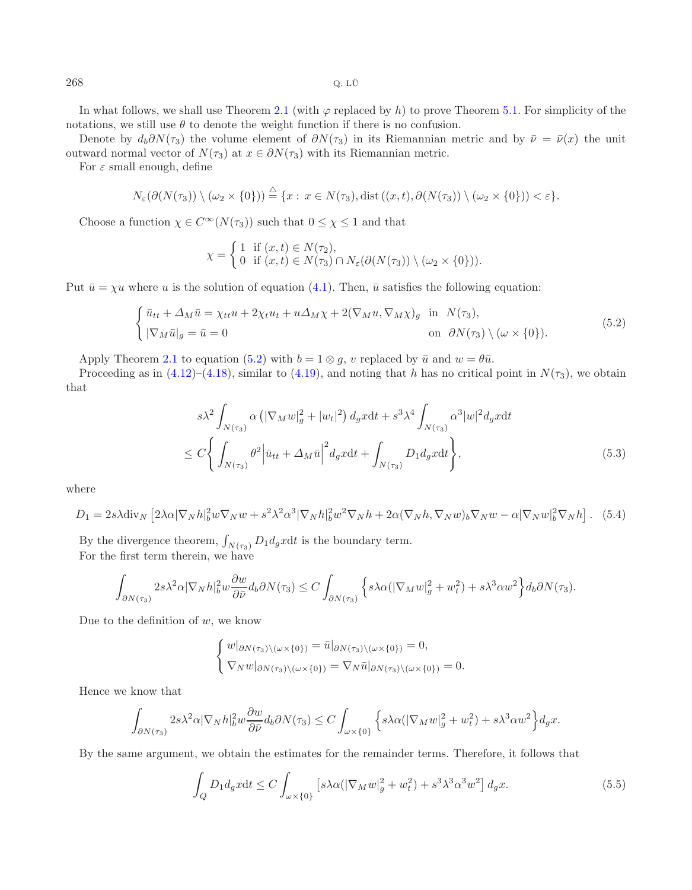In what follows, we shall use Theorem 2.1 (with $\varphi$ replaced by $h$) to prove Theorem 5.1. For simplicity of the notations, we still use $\theta$ to denote the weight function if there is no confusion.

Denote by $d_b\partial N(\tau_3)$ the volume element of $\partial N(\tau_3)$ in its Riemannian metric and by $\bar\nu = \bar\nu(x)$ the unit outward normal vector of $N(\tau_3)$ at $x \in \partial N(\tau_3)$ with its Riemannian metric.

For $\varepsilon$ small enough, define

$$
N_\varepsilon(\partial(N(\tau_3)) \setminus (\omega_2 \times \{0\})) \stackrel{\triangle}{=} \{x :\, x \in N(\tau_3), \operatorname{dist}((x,t), \partial(N(\tau_3)) \setminus (\omega_2 \times \{0\})) < \varepsilon\}.
$$

Choose a function $\chi \in C^\infty(N(\tau_3))$ such that $0 \le \chi \le 1$ and that

$$
\chi = \begin{cases} 1 & \text{if } (x,t) \in N(\tau_2), \\ 0 & \text{if } (x,t) \in N(\tau_3) \cap N_\varepsilon(\partial(N(\tau_3)) \setminus (\omega_2 \times \{0\})). \end{cases}
$$

Put $\bar u = \chi u$ where $u$ is the solution of equation (4.1). Then, $\bar u$ satisfies the following equation:

$$
\begin{cases} \bar u_{tt} + \Delta_M \bar u = \chi_{tt} u + 2\chi_t u_t + u \Delta_M \chi + 2(\nabla_M u, \nabla_M \chi)_g & \text{in } \ N(\tau_3), \\ |\nabla_M \bar u|_g = \bar u = 0 & \text{on } \ \partial N(\tau_3) \setminus (\omega \times \{0\}). \end{cases} \tag{5.2}
$$

Apply Theorem 2.1 to equation (5.2) with $b = 1 \otimes g$, $v$ replaced by $\bar u$ and $w = \theta \bar u$.

Proceeding as in (4.12)–(4.18), similar to (4.19), and noting that $h$ has no critical point in $N(\tau_3)$, we obtain that

$$
\begin{aligned}
& s\lambda^2 \int_{N(\tau_3)} \alpha \left( |\nabla_M w|_g^2 + |w_t|^2 \right) d_g x \mathrm{d}t + s^3\lambda^4 \int_{N(\tau_3)} \alpha^3 |w|^2 d_g x \mathrm{d}t \\
& \le C \bigg\{ \int_{N(\tau_3)} \theta^2 \Big| \bar u_{tt} + \Delta_M \bar u \Big|^2 d_g x \mathrm{d}t + \int_{N(\tau_3)} D_1 d_g x \mathrm{d}t \bigg\},
\end{aligned} \tag{5.3}
$$

where

$$
D_1 = 2s\lambda \operatorname{div}_N \left[ 2\lambda\alpha |\nabla_N h|_b^2 w \nabla_N w + s^2\lambda^2\alpha^3 |\nabla_N h|_b^2 w^2 \nabla_N h + 2\alpha (\nabla_N h, \nabla_N w)_b \nabla_N w - \alpha |\nabla_N w|_b^2 \nabla_N h \right]. \tag{5.4}
$$

By the divergence theorem, $\int_{N(\tau_3)} D_1 d_g x \mathrm{d}t$ is the boundary term.

For the first term therein, we have

$$
\int_{\partial N(\tau_3)} 2s\lambda^2 \alpha |\nabla_N h|_b^2 w \frac{\partial w}{\partial \bar\nu} d_b \partial N(\tau_3) \le C \int_{\partial N(\tau_3)} \Big\{ s\lambda\alpha (|\nabla_M w|_g^2 + w_t^2) + s\lambda^3 \alpha w^2 \Big\} d_b \partial N(\tau_3).
$$

Due to the definition of $w$, we know

$$
\begin{cases} w|_{\partial N(\tau_3) \setminus (\omega \times \{0\})} = \bar u|_{\partial N(\tau_3) \setminus (\omega \times \{0\})} = 0, \\ \nabla_N w|_{\partial N(\tau_3) \setminus (\omega \times \{0\})} = \nabla_N \bar u|_{\partial N(\tau_3) \setminus (\omega \times \{0\})} = 0. \end{cases}
$$

Hence we know that

$$
\int_{\partial N(\tau_3)} 2s\lambda^2 \alpha |\nabla_N h|_b^2 w \frac{\partial w}{\partial \bar\nu} d_b \partial N(\tau_3) \le C \int_{\omega \times \{0\}} \Big\{ s\lambda\alpha (|\nabla_M w|_g^2 + w_t^2) + s\lambda^3 \alpha w^2 \Big\} d_g x.
$$

By the same argument, we obtain the estimates for the remainder terms. Therefore, it follows that

$$
\int_Q D_1 d_g x \mathrm{d}t \le C \int_{\omega \times \{0\}} \left[ s\lambda\alpha (|\nabla_M w|_g^2 + w_t^2) + s^3\lambda^3 \alpha^3 w^2 \right] d_g x. \tag{5.5}
$$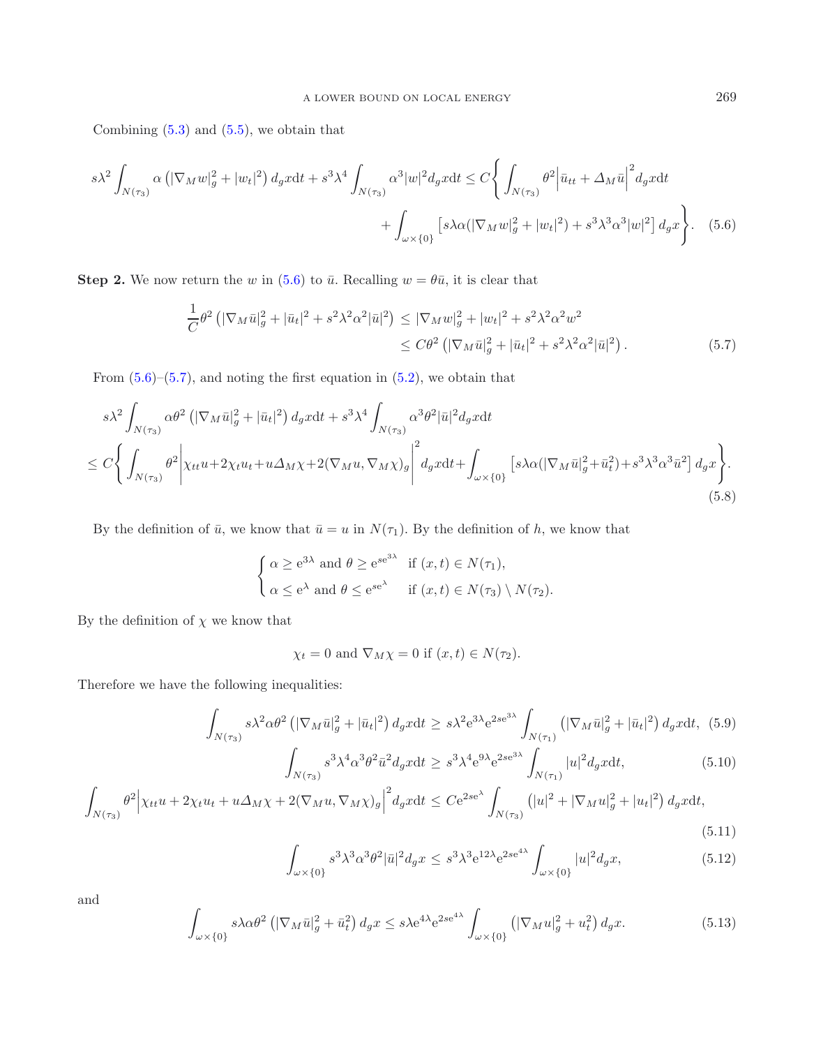Combining (5.3) and (5.5), we obtain that

$$
s\lambda^2 \int_{N(\tau_3)} \alpha \left(|\nabla_M w|_g^2 + |w_t|^2\right) d_g x \mathrm{d}t + s^3\lambda^4 \int_{N(\tau_3)} \alpha^3 |w|^2 d_g x \mathrm{d}t \le C \Bigg\{ \int_{N(\tau_3)} \theta^2 \Big| \bar{u}_{tt} + \Delta_M \bar{u} \Big|^2 d_g x \mathrm{d}t + \int_{\omega \times \{0\}} \left[ s\lambda\alpha (|\nabla_M w|_g^2 + |w_t|^2) + s^3\lambda^3\alpha^3 |w|^2 \right] d_g x \Bigg\}. \quad (5.6)
$$

**Step 2.** We now return the $w$ in (5.6) to $\bar{u}$. Recalling $w = \theta\bar{u}$, it is clear that

$$
\begin{aligned}
\frac{1}{C}\theta^2 \left(|\nabla_M \bar{u}|_g^2 + |\bar{u}_t|^2 + s^2\lambda^2\alpha^2|\bar{u}|^2\right) &\le |\nabla_M w|_g^2 + |w_t|^2 + s^2\lambda^2\alpha^2 w^2 \\
&\le C\theta^2 \left(|\nabla_M \bar{u}|_g^2 + |\bar{u}_t|^2 + s^2\lambda^2\alpha^2|\bar{u}|^2\right).
\end{aligned} \quad (5.7)
$$

From (5.6)–(5.7), and noting the first equation in (5.2), we obtain that

$$
\begin{aligned}
&s\lambda^2 \int_{N(\tau_3)} \alpha\theta^2 \left(|\nabla_M \bar{u}|_g^2 + |\bar{u}_t|^2\right) d_g x \mathrm{d}t + s^3\lambda^4 \int_{N(\tau_3)} \alpha^3\theta^2 |\bar{u}|^2 d_g x \mathrm{d}t \\
&\le C \Bigg\{ \int_{N(\tau_3)} \theta^2 \Big| \chi_{tt} u + 2\chi_t u_t + u\Delta_M \chi + 2(\nabla_M u, \nabla_M \chi)_g \Big|^2 d_g x \mathrm{d}t + \int_{\omega\times\{0\}} \left[ s\lambda\alpha(|\nabla_M \bar{u}|_g^2 + \bar{u}_t^2) + s^3\lambda^3\alpha^3 \bar{u}^2 \right] d_g x \Bigg\}.
\end{aligned} \quad (5.8)
$$

By the definition of $\bar{u}$, we know that $\bar{u} = u$ in $N(\tau_1)$. By the definition of $h$, we know that

$$
\begin{cases}
\alpha \ge \mathrm{e}^{3\lambda} \text{ and } \theta \ge \mathrm{e}^{s\mathrm{e}^{3\lambda}} & \text{if } (x,t) \in N(\tau_1), \\
\alpha \le \mathrm{e}^{\lambda} \text{ and } \theta \le \mathrm{e}^{s\mathrm{e}^{\lambda}} & \text{if } (x,t) \in N(\tau_3) \setminus N(\tau_2).
\end{cases}
$$

By the definition of $\chi$ we know that

$$
\chi_t = 0 \text{ and } \nabla_M \chi = 0 \text{ if } (x,t) \in N(\tau_2).
$$

Therefore we have the following inequalities:

$$
\int_{N(\tau_3)} s\lambda^2 \alpha\theta^2 \left(|\nabla_M \bar{u}|_g^2 + |\bar{u}_t|^2\right) d_g x \mathrm{d}t \ge s\lambda^2 \mathrm{e}^{3\lambda} \mathrm{e}^{2s\mathrm{e}^{3\lambda}} \int_{N(\tau_1)} \left(|\nabla_M \bar{u}|_g^2 + |\bar{u}_t|^2\right) d_g x \mathrm{d}t, \quad (5.9)
$$

$$
\int_{N(\tau_3)} s^3\lambda^4\alpha^3\theta^2 \bar{u}^2 d_g x \mathrm{d}t \ge s^3\lambda^4 \mathrm{e}^{9\lambda} \mathrm{e}^{2s\mathrm{e}^{3\lambda}} \int_{N(\tau_1)} |u|^2 d_g x \mathrm{d}t, \quad (5.10)
$$

$$
\int_{N(\tau_3)} \theta^2 \Big| \chi_{tt} u + 2\chi_t u_t + u\Delta_M \chi + 2(\nabla_M u, \nabla_M \chi)_g \Big|^2 d_g x \mathrm{d}t \le C\mathrm{e}^{2s\mathrm{e}^{\lambda}} \int_{N(\tau_3)} \left(|u|^2 + |\nabla_M u|_g^2 + |u_t|^2\right) d_g x \mathrm{d}t, \quad (5.11)
$$

$$
\int_{\omega\times\{0\}} s^3\lambda^3\alpha^3\theta^2 |\bar{u}|^2 d_g x \le s^3\lambda^3 \mathrm{e}^{12\lambda} \mathrm{e}^{2s\mathrm{e}^{4\lambda}} \int_{\omega\times\{0\}} |u|^2 d_g x, \quad (5.12)
$$

and

$$
\int_{\omega\times\{0\}} s\lambda\alpha\theta^2 \left(|\nabla_M \bar{u}|_g^2 + \bar{u}_t^2\right) d_g x \le s\lambda \mathrm{e}^{4\lambda} \mathrm{e}^{2s\mathrm{e}^{4\lambda}} \int_{\omega\times\{0\}} \left(|\nabla_M u|_g^2 + u_t^2\right) d_g x. \quad (5.13)
$$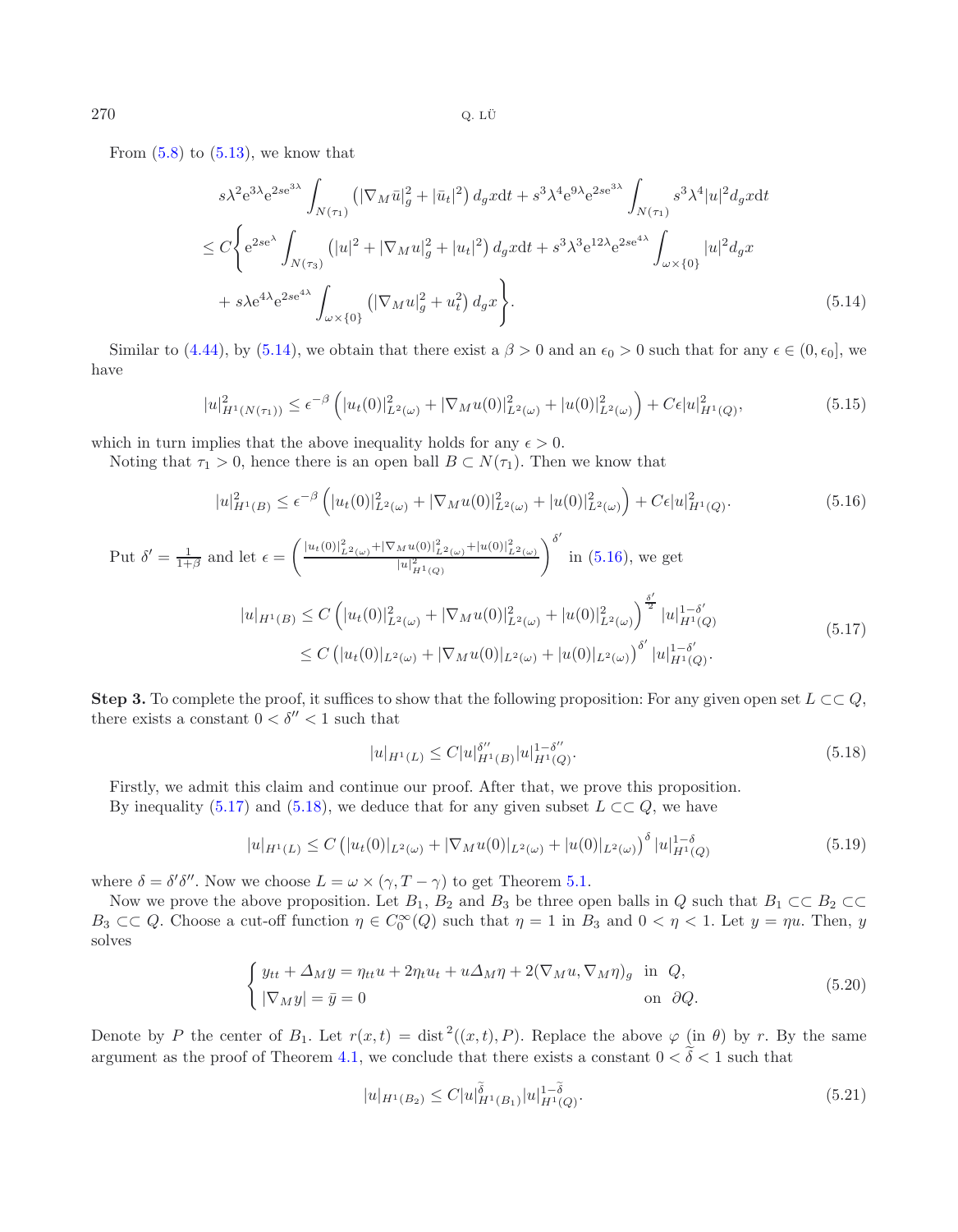From (5.8) to (5.13), we know that

$$
\begin{aligned}
& s\lambda^2 e^{3\lambda} e^{2se^{3\lambda}} \int_{N(\tau_1)} \left(|\nabla_M \bar{u}|_g^2 + |\bar{u}_t|^2\right) d_g x \mathrm{d}t + s^3\lambda^4 e^{9\lambda} e^{2se^{3\lambda}} \int_{N(\tau_1)} s^3\lambda^4 |u|^2 d_g x \mathrm{d}t \\
& \leq C \Bigg\{ e^{2se^{\lambda}} \int_{N(\tau_3)} \left(|u|^2 + |\nabla_M u|_g^2 + |u_t|^2\right) d_g x \mathrm{d}t + s^3\lambda^3 e^{12\lambda} e^{2se^{4\lambda}} \int_{\omega\times\{0\}} |u|^2 d_g x \\
& \quad + s\lambda e^{4\lambda} e^{2se^{4\lambda}} \int_{\omega\times\{0\}} \left(|\nabla_M u|_g^2 + u_t^2\right) d_g x \Bigg\}.
\end{aligned}
\tag{5.14}
$$

Similar to (4.44), by (5.14), we obtain that there exist a $\beta > 0$ and an $\epsilon_0 > 0$ such that for any $\epsilon \in (0, \epsilon_0]$, we have

$$
|u|^2_{H^1(N(\tau_1))} \leq \epsilon^{-\beta} \left( |u_t(0)|^2_{L^2(\omega)} + |\nabla_M u(0)|^2_{L^2(\omega)} + |u(0)|^2_{L^2(\omega)} \right) + C\epsilon |u|^2_{H^1(Q)},
\tag{5.15}
$$

which in turn implies that the above inequality holds for any $\epsilon > 0$.

Noting that $\tau_1 > 0$, hence there is an open ball $B \subset N(\tau_1)$. Then we know that

$$
|u|^2_{H^1(B)} \leq \epsilon^{-\beta} \left( |u_t(0)|^2_{L^2(\omega)} + |\nabla_M u(0)|^2_{L^2(\omega)} + |u(0)|^2_{L^2(\omega)} \right) + C\epsilon |u|^2_{H^1(Q)}.
\tag{5.16}
$$

Put $\delta' = \frac{1}{1+\beta}$ and let $\epsilon = \left( \frac{|u_t(0)|^2_{L^2(\omega)} + |\nabla_M u(0)|^2_{L^2(\omega)} + |u(0)|^2_{L^2(\omega)}}{|u|^2_{H^1(Q)}} \right)^{\delta'}$ in (5.16), we get

$$
\begin{aligned}
|u|_{H^1(B)} &\leq C \left( |u_t(0)|^2_{L^2(\omega)} + |\nabla_M u(0)|^2_{L^2(\omega)} + |u(0)|^2_{L^2(\omega)} \right)^{\frac{\delta'}{2}} |u|^{1-\delta'}_{H^1(Q)} \\
&\leq C \left( |u_t(0)|_{L^2(\omega)} + |\nabla_M u(0)|_{L^2(\omega)} + |u(0)|_{L^2(\omega)} \right)^{\delta'} |u|^{1-\delta'}_{H^1(Q)}.
\end{aligned}
\tag{5.17}
$$

**Step 3.** To complete the proof, it suffices to show that the following proposition: For any given open set $L \subset\subset Q$, there exists a constant $0 < \delta'' < 1$ such that

$$
|u|_{H^1(L)} \leq C |u|^{\delta''}_{H^1(B)} |u|^{1-\delta''}_{H^1(Q)}.
\tag{5.18}
$$

Firstly, we admit this claim and continue our proof. After that, we prove this proposition.

By inequality (5.17) and (5.18), we deduce that for any given subset $L \subset\subset Q$, we have

$$
|u|_{H^1(L)} \leq C \left( |u_t(0)|_{L^2(\omega)} + |\nabla_M u(0)|_{L^2(\omega)} + |u(0)|_{L^2(\omega)} \right)^{\delta} |u|^{1-\delta}_{H^1(Q)}
\tag{5.19}
$$

where $\delta = \delta'\delta''$. Now we choose $L = \omega \times (\gamma, T-\gamma)$ to get Theorem 5.1.

Now we prove the above proposition. Let $B_1$, $B_2$ and $B_3$ be three open balls in $Q$ such that $B_1 \subset\subset B_2 \subset\subset B_3 \subset\subset Q$. Choose a cut-off function $\eta \in C_0^\infty(Q)$ such that $\eta = 1$ in $B_3$ and $0 < \eta < 1$. Let $y = \eta u$. Then, $y$ solves

$$
\begin{cases}
y_{tt} + \Delta_M y = \eta_{tt} u + 2\eta_t u_t + u\Delta_M \eta + 2(\nabla_M u, \nabla_M \eta)_g & \text{in } Q, \\
|\nabla_M y| = \bar{y} = 0 & \text{on } \partial Q.
\end{cases}
\tag{5.20}
$$

Denote by $P$ the center of $B_1$. Let $r(x,t) = \operatorname{dist}^2((x,t), P)$. Replace the above $\varphi$ (in $\theta$) by $r$. By the same argument as the proof of Theorem 4.1, we conclude that there exists a constant $0 < \widetilde{\delta} < 1$ such that

$$
|u|_{H^1(B_2)} \leq C |u|^{\widetilde{\delta}}_{H^1(B_1)} |u|^{1-\widetilde{\delta}}_{H^1(Q)}.
\tag{5.21}
$$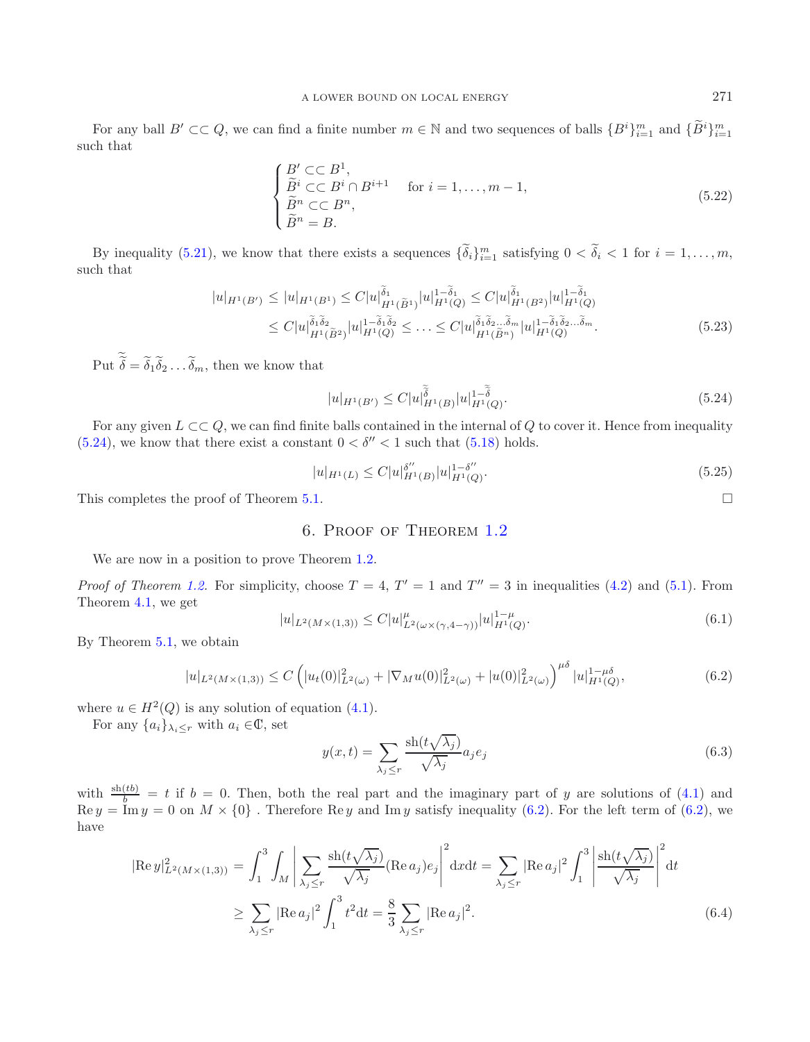For any ball $B' \subset\subset Q$, we can find a finite number $m \in \mathbb{N}$ and two sequences of balls $\{B^i\}_{i=1}^m$ and $\{\widetilde{B}^i\}_{i=1}^m$ such that

$$
\begin{cases}
B' \subset\subset B^1, \\
\widetilde{B}^i \subset\subset B^i \cap B^{i+1} \quad \text{for } i = 1, \ldots, m-1, \\
\widetilde{B}^n \subset\subset B^n, \\
\widetilde{B}^n = B.
\end{cases}
\tag{5.22}
$$

By inequality (5.21), we know that there exists a sequences $\{\widetilde{\delta}_i\}_{i=1}^m$ satisfying $0 < \widetilde{\delta}_i < 1$ for $i = 1, \ldots, m$, such that

$$
\begin{aligned}
|u|_{H^1(B')} &\leq |u|_{H^1(B^1)} \leq C|u|^{\widetilde{\delta}_1}_{H^1(\widetilde{B}^1)}|u|^{1-\widetilde{\delta}_1}_{H^1(Q)} \leq C|u|^{\widetilde{\delta}_1}_{H^1(B^2)}|u|^{1-\widetilde{\delta}_1}_{H^1(Q)} \\
&\leq C|u|^{\widetilde{\delta}_1\widetilde{\delta}_2}_{H^1(\widetilde{B}^2)}|u|^{1-\widetilde{\delta}_1\widetilde{\delta}_2}_{H^1(Q)} \leq \ldots \leq C|u|^{\widetilde{\delta}_1\widetilde{\delta}_2\ldots\widetilde{\delta}_m}_{H^1(\widetilde{B}^n)}|u|^{1-\widetilde{\delta}_1\widetilde{\delta}_2\ldots\widetilde{\delta}_m}_{H^1(Q)}.
\end{aligned}
\tag{5.23}
$$

Put $\widetilde{\widetilde{\delta}} = \widetilde{\delta}_1\widetilde{\delta}_2\ldots\widetilde{\delta}_m$, then we know that

$$
|u|_{H^1(B')} \leq C|u|^{\widetilde{\widetilde{\delta}}}_{H^1(B)}|u|^{1-\widetilde{\widetilde{\delta}}}_{H^1(Q)}.
\tag{5.24}
$$

For any given $L \subset\subset Q$, we can find finite balls contained in the internal of $Q$ to cover it. Hence from inequality (5.24), we know that there exist a constant $0 < \delta'' < 1$ such that (5.18) holds.

$$
|u|_{H^1(L)} \leq C|u|^{\delta''}_{H^1(B)}|u|^{1-\delta''}_{H^1(Q)}.
\tag{5.25}
$$

This completes the proof of Theorem 5.1. $\square$

## 6. Proof of Theorem 1.2

We are now in a position to prove Theorem 1.2.

*Proof of Theorem 1.2.* For simplicity, choose $T = 4$, $T' = 1$ and $T'' = 3$ in inequalities (4.2) and (5.1). From Theorem 4.1, we get

$$
|u|_{L^2(M\times(1,3))} \leq C|u|^{\mu}_{L^2(\omega\times(\gamma,4-\gamma))}|u|^{1-\mu}_{H^1(Q)}.
\tag{6.1}
$$

By Theorem 5.1, we obtain

$$
|u|_{L^2(M\times(1,3))} \leq C\left(|u_t(0)|^2_{L^2(\omega)} + |\nabla_M u(0)|^2_{L^2(\omega)} + |u(0)|^2_{L^2(\omega)}\right)^{\mu\delta}|u|^{1-\mu\delta}_{H^1(Q)},
\tag{6.2}
$$

where $u \in H^2(Q)$ is any solution of equation (4.1).

For any $\{a_i\}_{\lambda_i\leq r}$ with $a_i \in\mathbb{C}$, set

$$
y(x,t) = \sum_{\lambda_j\leq r} \frac{\mathrm{sh}(t\sqrt{\lambda_j})}{\sqrt{\lambda_j}}a_j e_j
\tag{6.3}
$$

with $\frac{\mathrm{sh}(tb)}{b} = t$ if $b = 0$. Then, both the real part and the imaginary part of $y$ are solutions of (4.1) and $\mathrm{Re}\, y = \mathrm{Im}\, y = 0$ on $M \times \{0\}$ . Therefore $\mathrm{Re}\, y$ and $\mathrm{Im}\, y$ satisfy inequality (6.2). For the left term of (6.2), we have

$$
\begin{aligned}
|\mathrm{Re}\, y|^2_{L^2(M\times(1,3))} &= \int_1^3\int_M\left|\sum_{\lambda_j\leq r}\frac{\mathrm{sh}(t\sqrt{\lambda_j})}{\sqrt{\lambda_j}}(\mathrm{Re}\, a_j)e_j\right|^2 \mathrm{d}x\mathrm{d}t = \sum_{\lambda_j\leq r}|\mathrm{Re}\, a_j|^2\int_1^3\left|\frac{\mathrm{sh}(t\sqrt{\lambda_j})}{\sqrt{\lambda_j}}\right|^2\mathrm{d}t \\
&\geq \sum_{\lambda_j\leq r}|\mathrm{Re}\, a_j|^2\int_1^3 t^2\mathrm{d}t = \frac{8}{3}\sum_{\lambda_j\leq r}|\mathrm{Re}\, a_j|^2.
\end{aligned}
\tag{6.4}
$$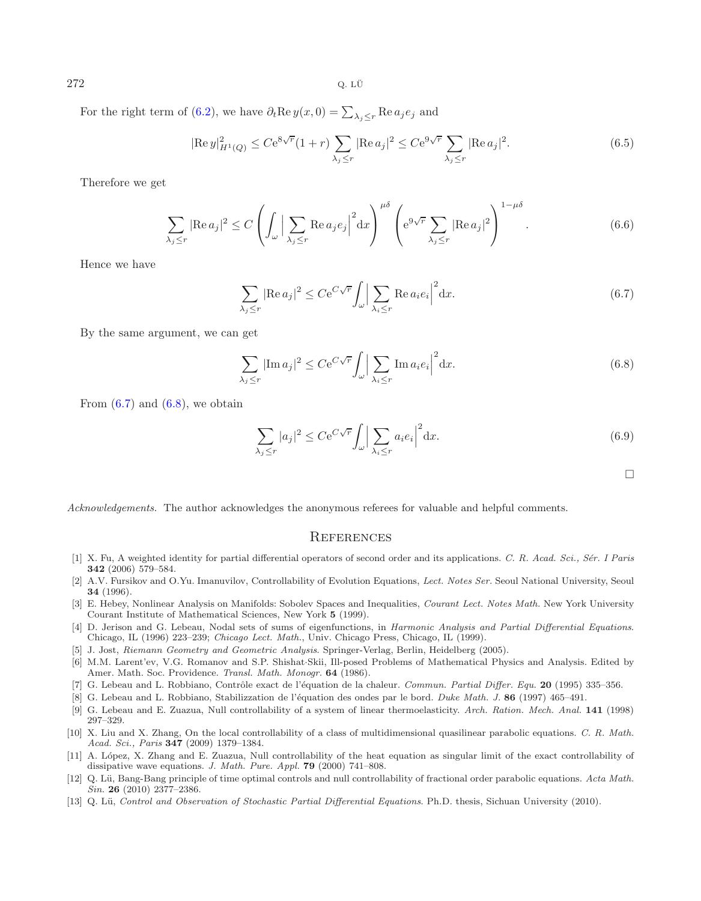For the right term of (6.2), we have $\partial_t \mathrm{Re}\, y(x,0) = \sum_{\lambda_j \leq r} \mathrm{Re}\, a_j e_j$ and

$$|\mathrm{Re}\, y|^2_{H^1(Q)} \leq C\mathrm{e}^{8\sqrt{r}}(1+r)\sum_{\lambda_j \leq r} |\mathrm{Re}\, a_j|^2 \leq C\mathrm{e}^{9\sqrt{r}} \sum_{\lambda_j \leq r} |\mathrm{Re}\, a_j|^2. \tag{6.5}$$

Therefore we get

$$\sum_{\lambda_j \leq r} |\mathrm{Re}\, a_j|^2 \leq C\left(\int_\omega \Big|\sum_{\lambda_j \leq r} \mathrm{Re}\, a_j e_j\Big|^2 \mathrm{d}x\right)^{\mu\delta} \left(\mathrm{e}^{9\sqrt{r}} \sum_{\lambda_j \leq r} |\mathrm{Re}\, a_j|^2\right)^{1-\mu\delta}. \tag{6.6}$$

Hence we have

$$\sum_{\lambda_j \leq r} |\mathrm{Re}\, a_j|^2 \leq C e^{C\sqrt{r}} \int_\omega \Big|\sum_{\lambda_i \leq r} \mathrm{Re}\, a_i e_i\Big|^2 \mathrm{d}x. \tag{6.7}$$

By the same argument, we can get

$$\sum_{\lambda_j \leq r} |\mathrm{Im}\, a_j|^2 \leq C e^{C\sqrt{r}} \int_\omega \Big|\sum_{\lambda_i \leq r} \mathrm{Im}\, a_i e_i\Big|^2 \mathrm{d}x. \tag{6.8}$$

From (6.7) and (6.8), we obtain

$$\sum_{\lambda_j \leq r} |a_j|^2 \leq C e^{C\sqrt{r}} \int_\omega \Big|\sum_{\lambda_i \leq r} a_i e_i\Big|^2 \mathrm{d}x. \tag{6.9}$$

□

*Acknowledgements.* The author acknowledges the anonymous referees for valuable and helpful comments.

## References

[1] X. Fu, A weighted identity for partial differential operators of second order and its applications. *C. R. Acad. Sci., Sér. I Paris* **342** (2006) 579–584.

[2] A.V. Fursikov and O.Yu. Imanuvilov, Controllability of Evolution Equations, *Lect. Notes Ser.* Seoul National University, Seoul **34** (1996).

[3] E. Hebey, Nonlinear Analysis on Manifolds: Sobolev Spaces and Inequalities, *Courant Lect. Notes Math.* New York University Courant Institute of Mathematical Sciences, New York **5** (1999).

[4] D. Jerison and G. Lebeau, Nodal sets of sums of eigenfunctions, in *Harmonic Analysis and Partial Differential Equations*. Chicago, IL (1996) 223–239; *Chicago Lect. Math.*, Univ. Chicago Press, Chicago, IL (1999).

[5] J. Jost, *Riemann Geometry and Geometric Analysis*. Springer-Verlag, Berlin, Heidelberg (2005).

[6] M.M. Larent'ev, V.G. Romanov and S.P. Shishat·Skii, Ill-posed Problems of Mathematical Physics and Analysis. Edited by Amer. Math. Soc. Providence. *Transl. Math. Monogr.* **64** (1986).

[7] G. Lebeau and L. Robbiano, Contrôle exact de l'équation de la chaleur. *Commun. Partial Differ. Equ.* **20** (1995) 335–356.

[8] G. Lebeau and L. Robbiano, Stabilizzation de l'équation des ondes par le bord. *Duke Math. J.* **86** (1997) 465–491.

[9] G. Lebeau and E. Zuazua, Null controllability of a system of linear thermoelasticity. *Arch. Ration. Mech. Anal.* **141** (1998) 297–329.

[10] X. Liu and X. Zhang, On the local controllability of a class of multidimensional quasilinear parabolic equations. *C. R. Math. Acad. Sci., Paris* **347** (2009) 1379–1384.

[11] A. López, X. Zhang and E. Zuazua, Null controllability of the heat equation as singular limit of the exact controllability of dissipative wave equations. *J. Math. Pure. Appl.* **79** (2000) 741–808.

[12] Q. Lü, Bang-Bang principle of time optimal controls and null controllability of fractional order parabolic equations. *Acta Math. Sin.* **26** (2010) 2377–2386.

[13] Q. Lü, *Control and Observation of Stochastic Partial Differential Equations*. Ph.D. thesis, Sichuan University (2010).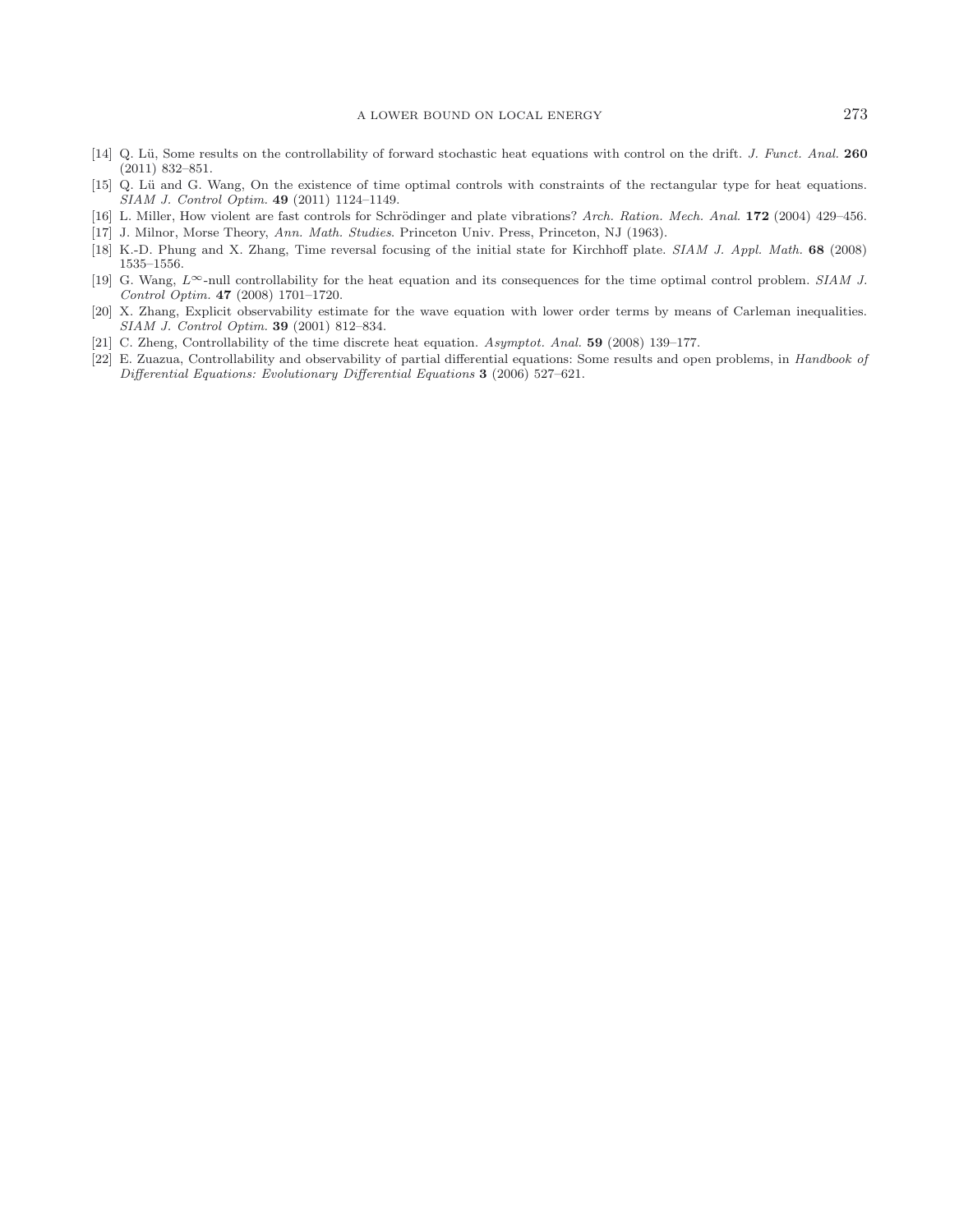- [14] Q. Lü, Some results on the controllability of forward stochastic heat equations with control on the drift. *J. Funct. Anal.* **260** (2011) 832–851.
- [15] Q. Lü and G. Wang, On the existence of time optimal controls with constraints of the rectangular type for heat equations. *SIAM J. Control Optim.* **49** (2011) 1124–1149.
- [16] L. Miller, How violent are fast controls for Schrödinger and plate vibrations? *Arch. Ration. Mech. Anal.* **172** (2004) 429–456.
- [17] J. Milnor, Morse Theory, *Ann. Math. Studies*. Princeton Univ. Press, Princeton, NJ (1963).
- [18] K.-D. Phung and X. Zhang, Time reversal focusing of the initial state for Kirchhoff plate. *SIAM J. Appl. Math.* **68** (2008) 1535–1556.
- [19] G. Wang, $L^{\infty}$-null controllability for the heat equation and its consequences for the time optimal control problem. *SIAM J. Control Optim.* **47** (2008) 1701–1720.
- [20] X. Zhang, Explicit observability estimate for the wave equation with lower order terms by means of Carleman inequalities. *SIAM J. Control Optim.* **39** (2001) 812–834.
- [21] C. Zheng, Controllability of the time discrete heat equation. *Asymptot. Anal.* **59** (2008) 139–177.
- [22] E. Zuazua, Controllability and observability of partial differential equations: Some results and open problems, in *Handbook of Differential Equations: Evolutionary Differential Equations* **3** (2006) 527–621.